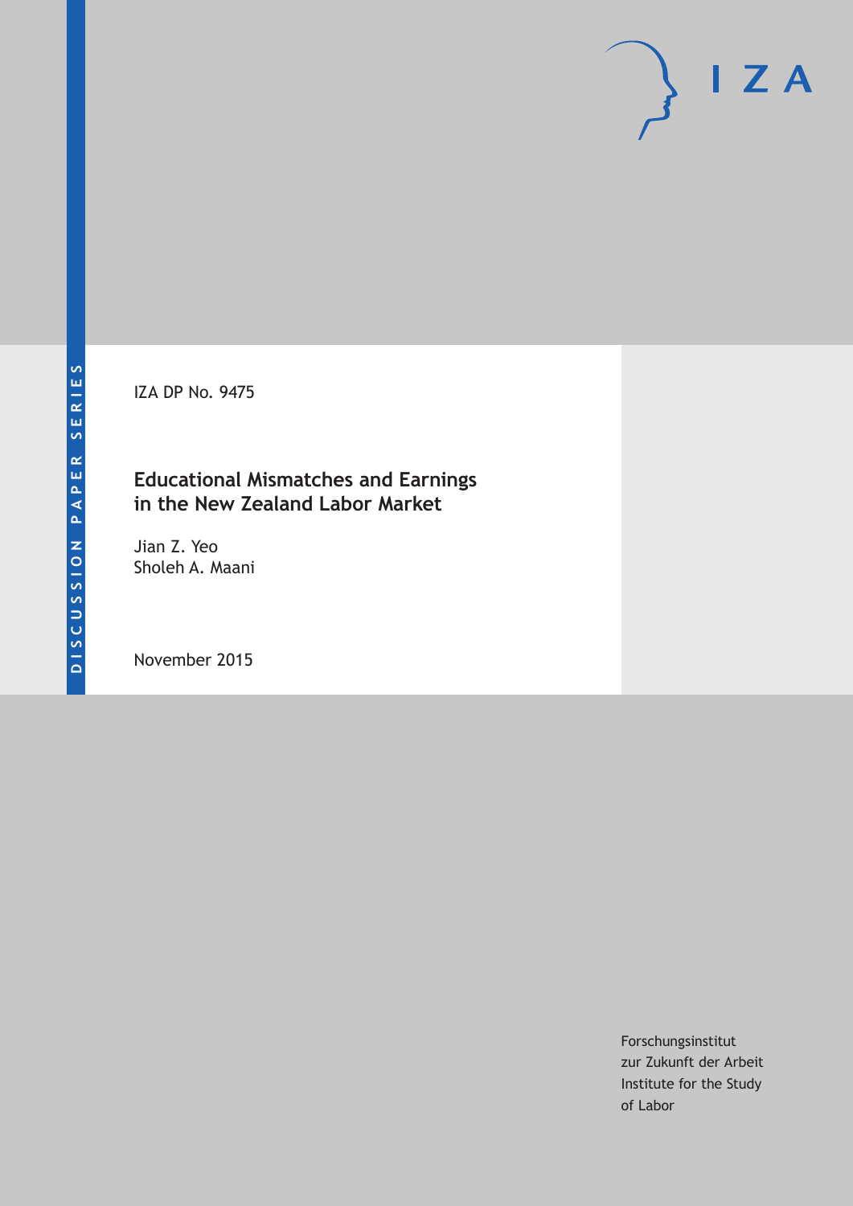DISCUSSION PAPER SERIES

IZA

IZA DP No. 9475

# Educational Mismatches and Earnings in the New Zealand Labor Market

Jian Z. Yeo
Sholeh A. Maani

November 2015

Forschungsinstitut
zur Zukunft der Arbeit
Institute for the Study
of Labor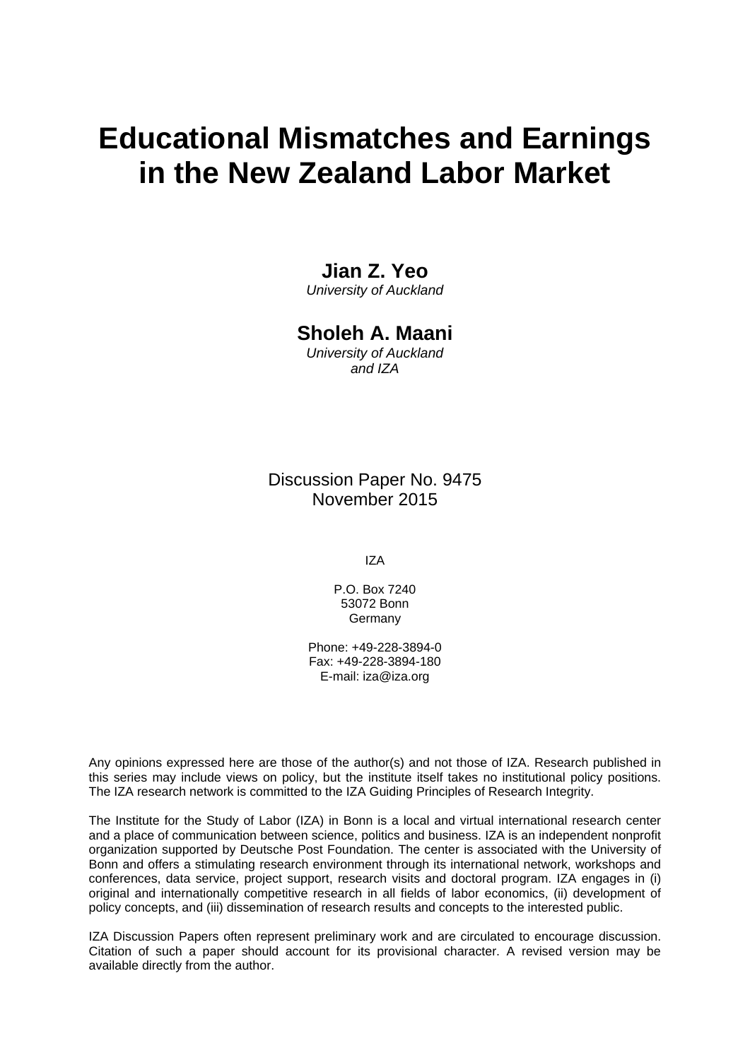# Educational Mismatches and Earnings in the New Zealand Labor Market

**Jian Z. Yeo**
*University of Auckland*

**Sholeh A. Maani**
*University of Auckland and IZA*

Discussion Paper No. 9475
November 2015

IZA

P.O. Box 7240
53072 Bonn
Germany

Phone: +49-228-3894-0
Fax: +49-228-3894-180
E-mail: iza@iza.org

Any opinions expressed here are those of the author(s) and not those of IZA. Research published in this series may include views on policy, but the institute itself takes no institutional policy positions. The IZA research network is committed to the IZA Guiding Principles of Research Integrity.

The Institute for the Study of Labor (IZA) in Bonn is a local and virtual international research center and a place of communication between science, politics and business. IZA is an independent nonprofit organization supported by Deutsche Post Foundation. The center is associated with the University of Bonn and offers a stimulating research environment through its international network, workshops and conferences, data service, project support, research visits and doctoral program. IZA engages in (i) original and internationally competitive research in all fields of labor economics, (ii) development of policy concepts, and (iii) dissemination of research results and concepts to the interested public.

IZA Discussion Papers often represent preliminary work and are circulated to encourage discussion. Citation of such a paper should account for its provisional character. A revised version may be available directly from the author.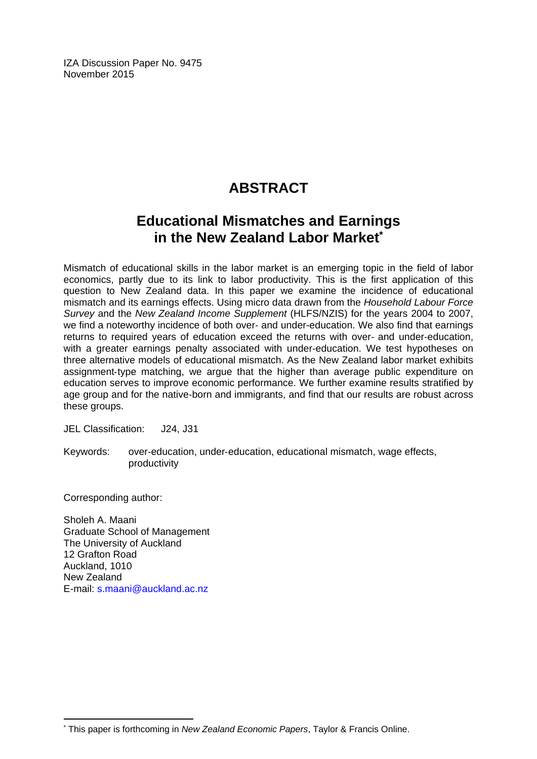IZA Discussion Paper No. 9475
November 2015

# ABSTRACT

## Educational Mismatches and Earnings in the New Zealand Labor Market[*]

Mismatch of educational skills in the labor market is an emerging topic in the field of labor economics, partly due to its link to labor productivity. This is the first application of this question to New Zealand data. In this paper we examine the incidence of educational mismatch and its earnings effects. Using micro data drawn from the *Household Labour Force Survey* and the *New Zealand Income Supplement* (HLFS/NZIS) for the years 2004 to 2007, we find a noteworthy incidence of both over- and under-education. We also find that earnings returns to required years of education exceed the returns with over- and under-education, with a greater earnings penalty associated with under-education. We test hypotheses on three alternative models of educational mismatch. As the New Zealand labor market exhibits assignment-type matching, we argue that the higher than average public expenditure on education serves to improve economic performance. We further examine results stratified by age group and for the native-born and immigrants, and find that our results are robust across these groups.

JEL Classification: J24, J31

Keywords: over-education, under-education, educational mismatch, wage effects, productivity

Corresponding author:

Sholeh A. Maani
Graduate School of Management
The University of Auckland
12 Grafton Road
Auckland, 1010
New Zealand
E-mail: s.maani@auckland.ac.nz

[*] This paper is forthcoming in *New Zealand Economic Papers*, Taylor & Francis Online.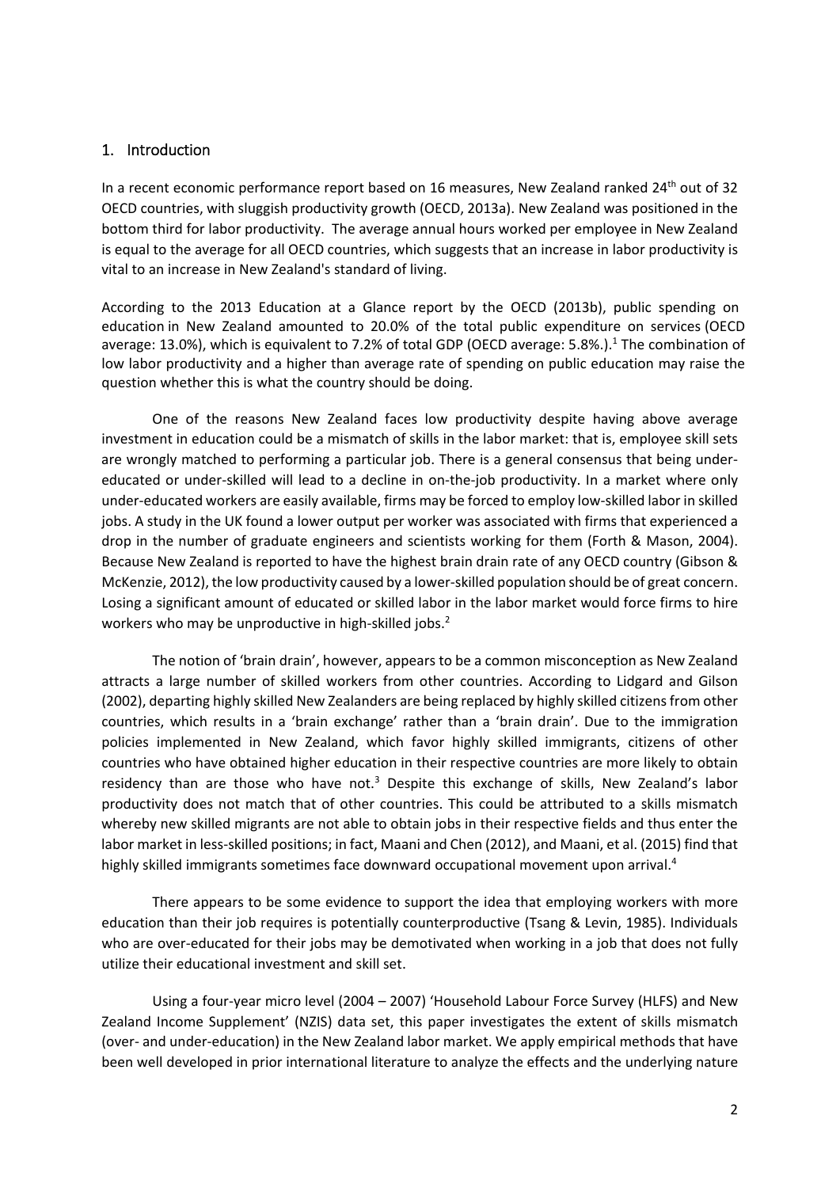## 1. Introduction

In a recent economic performance report based on 16 measures, New Zealand ranked 24th out of 32 OECD countries, with sluggish productivity growth (OECD, 2013a). New Zealand was positioned in the bottom third for labor productivity. The average annual hours worked per employee in New Zealand is equal to the average for all OECD countries, which suggests that an increase in labor productivity is vital to an increase in New Zealand's standard of living.

According to the 2013 Education at a Glance report by the OECD (2013b), public spending on education in New Zealand amounted to 20.0% of the total public expenditure on services (OECD average: 13.0%), which is equivalent to 7.2% of total GDP (OECD average: 5.8%.).[1] The combination of low labor productivity and a higher than average rate of spending on public education may raise the question whether this is what the country should be doing.

One of the reasons New Zealand faces low productivity despite having above average investment in education could be a mismatch of skills in the labor market: that is, employee skill sets are wrongly matched to performing a particular job. There is a general consensus that being under-educated or under-skilled will lead to a decline in on-the-job productivity. In a market where only under-educated workers are easily available, firms may be forced to employ low-skilled labor in skilled jobs. A study in the UK found a lower output per worker was associated with firms that experienced a drop in the number of graduate engineers and scientists working for them (Forth & Mason, 2004). Because New Zealand is reported to have the highest brain drain rate of any OECD country (Gibson & McKenzie, 2012), the low productivity caused by a lower-skilled population should be of great concern. Losing a significant amount of educated or skilled labor in the labor market would force firms to hire workers who may be unproductive in high-skilled jobs.[2]

The notion of 'brain drain', however, appears to be a common misconception as New Zealand attracts a large number of skilled workers from other countries. According to Lidgard and Gilson (2002), departing highly skilled New Zealanders are being replaced by highly skilled citizens from other countries, which results in a 'brain exchange' rather than a 'brain drain'. Due to the immigration policies implemented in New Zealand, which favor highly skilled immigrants, citizens of other countries who have obtained higher education in their respective countries are more likely to obtain residency than are those who have not.[3] Despite this exchange of skills, New Zealand's labor productivity does not match that of other countries. This could be attributed to a skills mismatch whereby new skilled migrants are not able to obtain jobs in their respective fields and thus enter the labor market in less-skilled positions; in fact, Maani and Chen (2012), and Maani, et al. (2015) find that highly skilled immigrants sometimes face downward occupational movement upon arrival.[4]

There appears to be some evidence to support the idea that employing workers with more education than their job requires is potentially counterproductive (Tsang & Levin, 1985). Individuals who are over-educated for their jobs may be demotivated when working in a job that does not fully utilize their educational investment and skill set.

Using a four-year micro level (2004 – 2007) 'Household Labour Force Survey (HLFS) and New Zealand Income Supplement' (NZIS) data set, this paper investigates the extent of skills mismatch (over- and under-education) in the New Zealand labor market. We apply empirical methods that have been well developed in prior international literature to analyze the effects and the underlying nature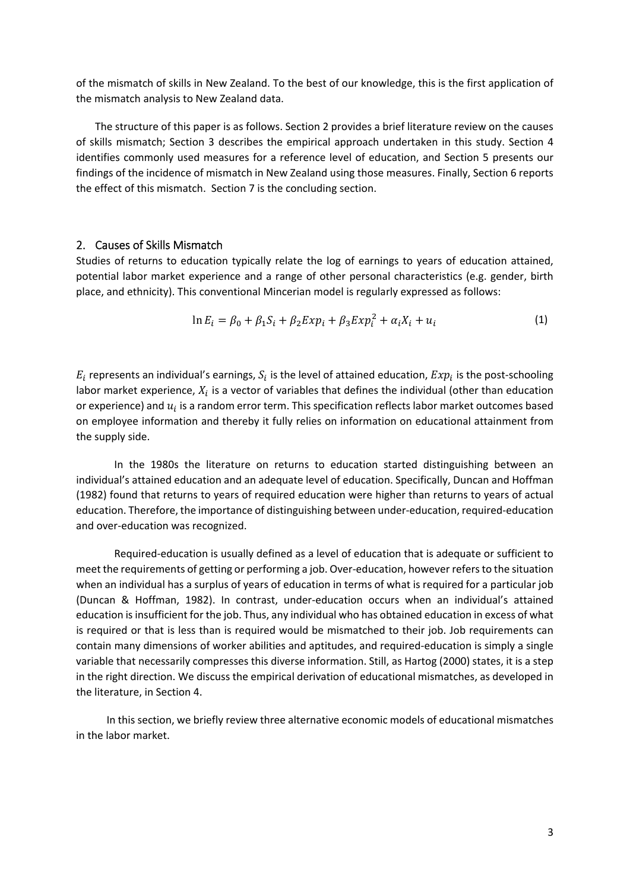of the mismatch of skills in New Zealand. To the best of our knowledge, this is the first application of the mismatch analysis to New Zealand data.

The structure of this paper is as follows. Section 2 provides a brief literature review on the causes of skills mismatch; Section 3 describes the empirical approach undertaken in this study. Section 4 identifies commonly used measures for a reference level of education, and Section 5 presents our findings of the incidence of mismatch in New Zealand using those measures. Finally, Section 6 reports the effect of this mismatch. Section 7 is the concluding section.

## 2. Causes of Skills Mismatch

Studies of returns to education typically relate the log of earnings to years of education attained, potential labor market experience and a range of other personal characteristics (e.g. gender, birth place, and ethnicity). This conventional Mincerian model is regularly expressed as follows:

$$\ln E_i = \beta_0 + \beta_1 S_i + \beta_2 Exp_i + \beta_3 Exp_i^2 + \alpha_i X_i + u_i \tag{1}$$

$E_i$ represents an individual's earnings, $S_i$ is the level of attained education, $Exp_i$ is the post-schooling labor market experience, $X_i$ is a vector of variables that defines the individual (other than education or experience) and $u_i$ is a random error term. This specification reflects labor market outcomes based on employee information and thereby it fully relies on information on educational attainment from the supply side.

In the 1980s the literature on returns to education started distinguishing between an individual's attained education and an adequate level of education. Specifically, Duncan and Hoffman (1982) found that returns to years of required education were higher than returns to years of actual education. Therefore, the importance of distinguishing between under-education, required-education and over-education was recognized.

Required-education is usually defined as a level of education that is adequate or sufficient to meet the requirements of getting or performing a job. Over-education, however refers to the situation when an individual has a surplus of years of education in terms of what is required for a particular job (Duncan & Hoffman, 1982). In contrast, under-education occurs when an individual's attained education is insufficient for the job. Thus, any individual who has obtained education in excess of what is required or that is less than is required would be mismatched to their job. Job requirements can contain many dimensions of worker abilities and aptitudes, and required-education is simply a single variable that necessarily compresses this diverse information. Still, as Hartog (2000) states, it is a step in the right direction. We discuss the empirical derivation of educational mismatches, as developed in the literature, in Section 4.

In this section, we briefly review three alternative economic models of educational mismatches in the labor market.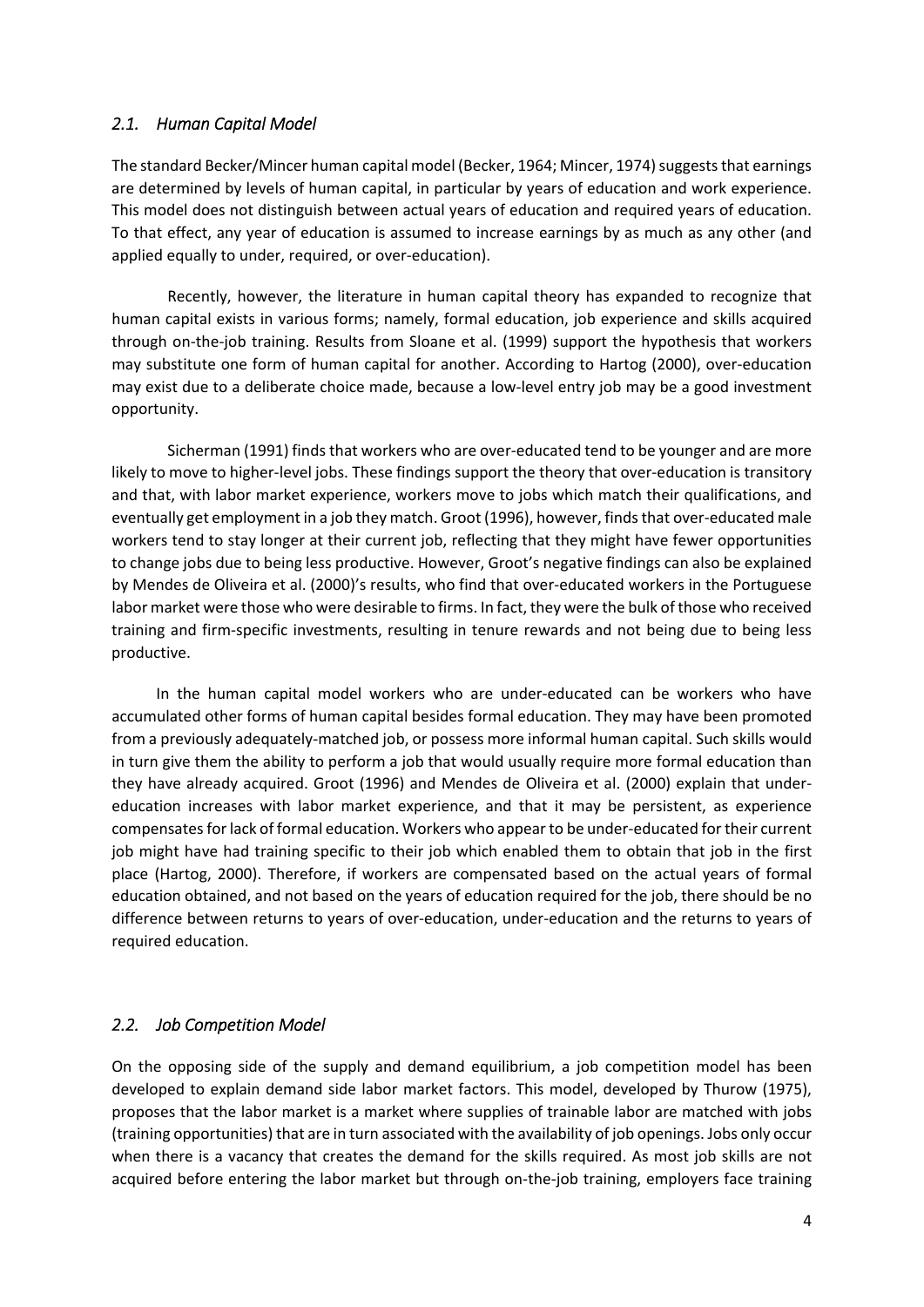### *2.1. Human Capital Model*

The standard Becker/Mincer human capital model (Becker, 1964; Mincer, 1974) suggests that earnings are determined by levels of human capital, in particular by years of education and work experience. This model does not distinguish between actual years of education and required years of education. To that effect, any year of education is assumed to increase earnings by as much as any other (and applied equally to under, required, or over-education).

Recently, however, the literature in human capital theory has expanded to recognize that human capital exists in various forms; namely, formal education, job experience and skills acquired through on-the-job training. Results from Sloane et al. (1999) support the hypothesis that workers may substitute one form of human capital for another. According to Hartog (2000), over-education may exist due to a deliberate choice made, because a low-level entry job may be a good investment opportunity.

Sicherman (1991) finds that workers who are over-educated tend to be younger and are more likely to move to higher-level jobs. These findings support the theory that over-education is transitory and that, with labor market experience, workers move to jobs which match their qualifications, and eventually get employment in a job they match. Groot (1996), however, finds that over-educated male workers tend to stay longer at their current job, reflecting that they might have fewer opportunities to change jobs due to being less productive. However, Groot's negative findings can also be explained by Mendes de Oliveira et al. (2000)'s results, who find that over-educated workers in the Portuguese labor market were those who were desirable to firms. In fact, they were the bulk of those who received training and firm-specific investments, resulting in tenure rewards and not being due to being less productive.

In the human capital model workers who are under-educated can be workers who have accumulated other forms of human capital besides formal education. They may have been promoted from a previously adequately-matched job, or possess more informal human capital. Such skills would in turn give them the ability to perform a job that would usually require more formal education than they have already acquired. Groot (1996) and Mendes de Oliveira et al. (2000) explain that under-education increases with labor market experience, and that it may be persistent, as experience compensates for lack of formal education. Workers who appear to be under-educated for their current job might have had training specific to their job which enabled them to obtain that job in the first place (Hartog, 2000). Therefore, if workers are compensated based on the actual years of formal education obtained, and not based on the years of education required for the job, there should be no difference between returns to years of over-education, under-education and the returns to years of required education.

### *2.2. Job Competition Model*

On the opposing side of the supply and demand equilibrium, a job competition model has been developed to explain demand side labor market factors. This model, developed by Thurow (1975), proposes that the labor market is a market where supplies of trainable labor are matched with jobs (training opportunities) that are in turn associated with the availability of job openings. Jobs only occur when there is a vacancy that creates the demand for the skills required. As most job skills are not acquired before entering the labor market but through on-the-job training, employers face training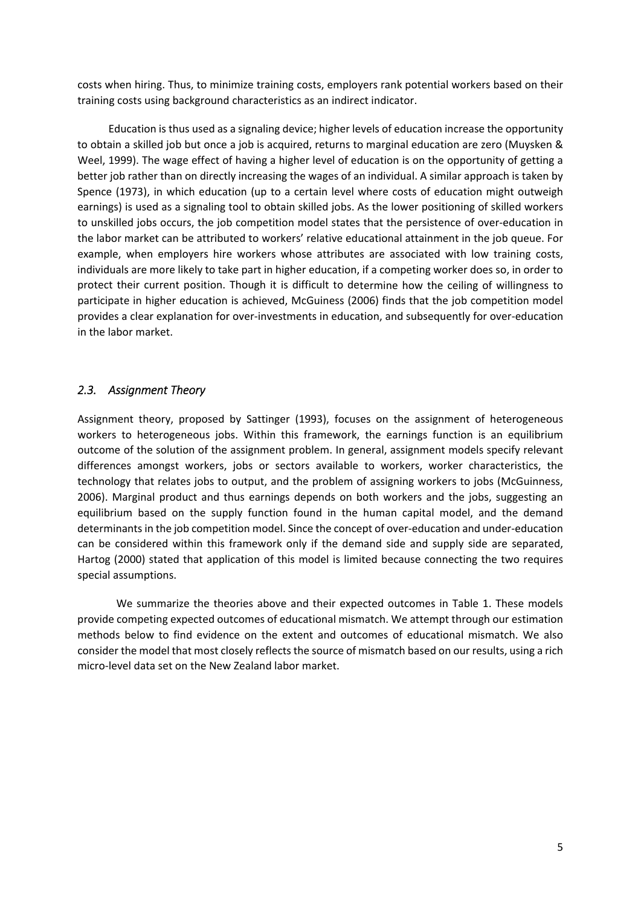costs when hiring. Thus, to minimize training costs, employers rank potential workers based on their training costs using background characteristics as an indirect indicator.

Education is thus used as a signaling device; higher levels of education increase the opportunity to obtain a skilled job but once a job is acquired, returns to marginal education are zero (Muysken & Weel, 1999). The wage effect of having a higher level of education is on the opportunity of getting a better job rather than on directly increasing the wages of an individual. A similar approach is taken by Spence (1973), in which education (up to a certain level where costs of education might outweigh earnings) is used as a signaling tool to obtain skilled jobs. As the lower positioning of skilled workers to unskilled jobs occurs, the job competition model states that the persistence of over-education in the labor market can be attributed to workers' relative educational attainment in the job queue. For example, when employers hire workers whose attributes are associated with low training costs, individuals are more likely to take part in higher education, if a competing worker does so, in order to protect their current position. Though it is difficult to determine how the ceiling of willingness to participate in higher education is achieved, McGuiness (2006) finds that the job competition model provides a clear explanation for over-investments in education, and subsequently for over-education in the labor market.

### *2.3. Assignment Theory*

Assignment theory, proposed by Sattinger (1993), focuses on the assignment of heterogeneous workers to heterogeneous jobs. Within this framework, the earnings function is an equilibrium outcome of the solution of the assignment problem. In general, assignment models specify relevant differences amongst workers, jobs or sectors available to workers, worker characteristics, the technology that relates jobs to output, and the problem of assigning workers to jobs (McGuinness, 2006). Marginal product and thus earnings depends on both workers and the jobs, suggesting an equilibrium based on the supply function found in the human capital model, and the demand determinants in the job competition model. Since the concept of over-education and under-education can be considered within this framework only if the demand side and supply side are separated, Hartog (2000) stated that application of this model is limited because connecting the two requires special assumptions.

We summarize the theories above and their expected outcomes in Table 1. These models provide competing expected outcomes of educational mismatch. We attempt through our estimation methods below to find evidence on the extent and outcomes of educational mismatch. We also consider the model that most closely reflects the source of mismatch based on our results, using a rich micro-level data set on the New Zealand labor market.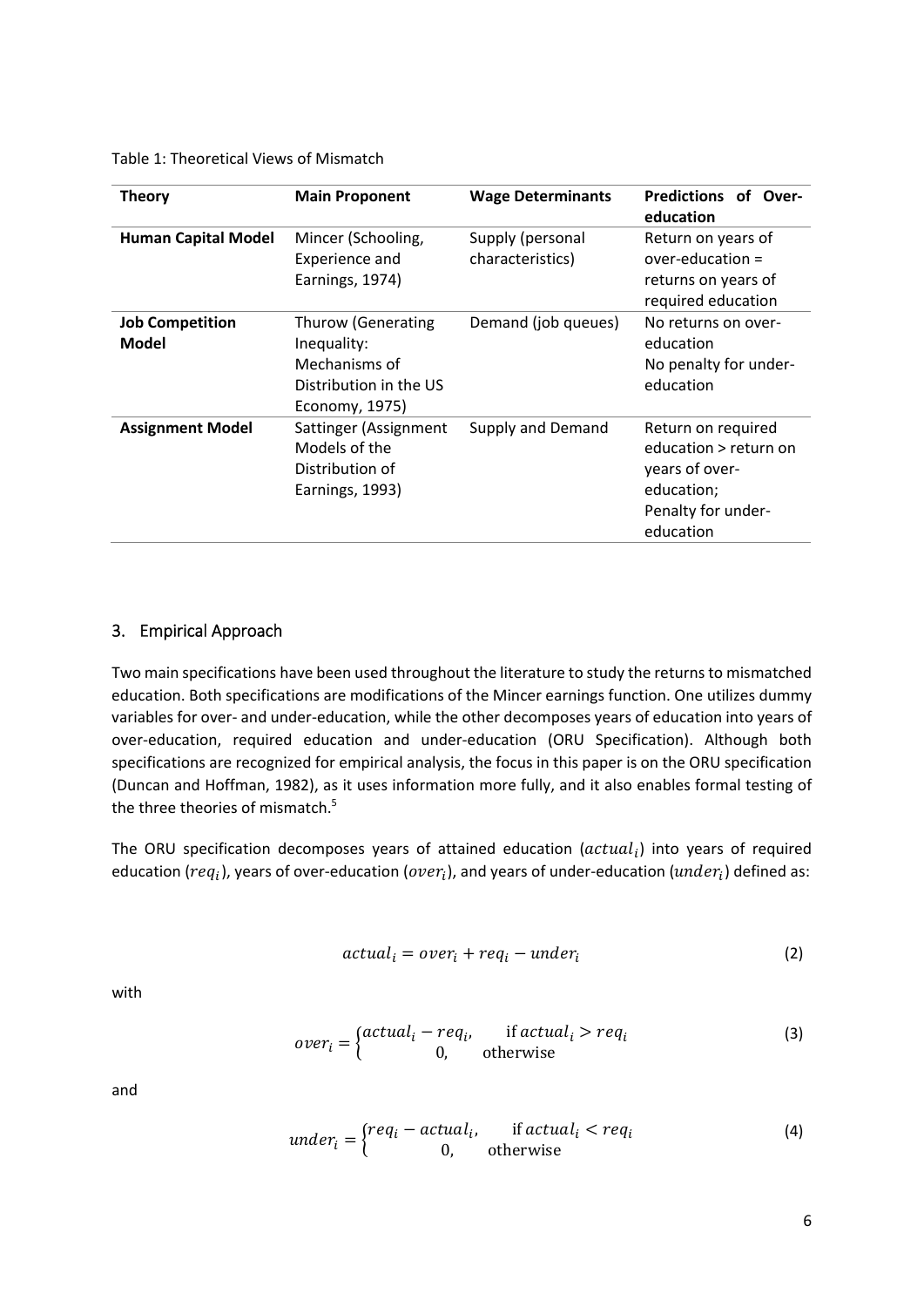Table 1: Theoretical Views of Mismatch

| Theory | Main Proponent | Wage Determinants | Predictions of Over-education |
|---|---|---|---|
| **Human Capital Model** | Mincer (Schooling, Experience and Earnings, 1974) | Supply (personal characteristics) | Return on years of over-education = returns on years of required education |
| **Job Competition Model** | Thurow (Generating Inequality: Mechanisms of Distribution in the US Economy, 1975) | Demand (job queues) | No returns on over-education<br>No penalty for under-education |
| **Assignment Model** | Sattinger (Assignment Models of the Distribution of Earnings, 1993) | Supply and Demand | Return on required education > return on years of over-education;<br>Penalty for under-education |

## 3. Empirical Approach

Two main specifications have been used throughout the literature to study the returns to mismatched education. Both specifications are modifications of the Mincer earnings function. One utilizes dummy variables for over- and under-education, while the other decomposes years of education into years of over-education, required education and under-education (ORU Specification). Although both specifications are recognized for empirical analysis, the focus in this paper is on the ORU specification (Duncan and Hoffman, 1982), as it uses information more fully, and it also enables formal testing of the three theories of mismatch.[5]

The ORU specification decomposes years of attained education ($actual_i$) into years of required education ($req_i$), years of over-education ($over_i$), and years of under-education ($under_i$) defined as:

$$actual_i = over_i + req_i - under_i \tag{2}$$

with

$$over_i = \begin{cases} actual_i - req_i, & \text{if } actual_i > req_i \\ 0, & \text{otherwise} \end{cases} \tag{3}$$

and

$$under_i = \begin{cases} req_i - actual_i, & \text{if } actual_i < req_i \\ 0, & \text{otherwise} \end{cases} \tag{4}$$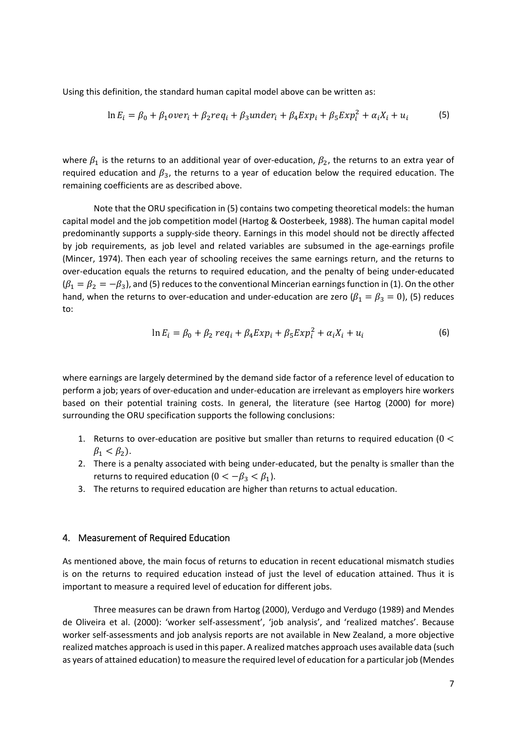Using this definition, the standard human capital model above can be written as:

$$\ln E_i = \beta_0 + \beta_1 over_i + \beta_2 req_i + \beta_3 under_i + \beta_4 Exp_i + \beta_5 Exp_i^2 + \alpha_i X_i + u_i \tag{5}$$

where $\beta_1$ is the returns to an additional year of over-education, $\beta_2$, the returns to an extra year of required education and $\beta_3$, the returns to a year of education below the required education. The remaining coefficients are as described above.

Note that the ORU specification in (5) contains two competing theoretical models: the human capital model and the job competition model (Hartog & Oosterbeek, 1988). The human capital model predominantly supports a supply-side theory. Earnings in this model should not be directly affected by job requirements, as job level and related variables are subsumed in the age-earnings profile (Mincer, 1974). Then each year of schooling receives the same earnings return, and the returns to over-education equals the returns to required education, and the penalty of being under-educated ($\beta_1 = \beta_2 = -\beta_3$), and (5) reduces to the conventional Mincerian earnings function in (1). On the other hand, when the returns to over-education and under-education are zero ($\beta_1 = \beta_3 = 0$), (5) reduces to:

$$\ln E_i = \beta_0 + \beta_2\, req_i + \beta_4 Exp_i + \beta_5 Exp_i^2 + \alpha_i X_i + u_i \tag{6}$$

where earnings are largely determined by the demand side factor of a reference level of education to perform a job; years of over-education and under-education are irrelevant as employers hire workers based on their potential training costs. In general, the literature (see Hartog (2000) for more) surrounding the ORU specification supports the following conclusions:

1. Returns to over-education are positive but smaller than returns to required education ($0 < \beta_1 < \beta_2$).
2. There is a penalty associated with being under-educated, but the penalty is smaller than the returns to required education ($0 < -\beta_3 < \beta_1$).
3. The returns to required education are higher than returns to actual education.

## 4. Measurement of Required Education

As mentioned above, the main focus of returns to education in recent educational mismatch studies is on the returns to required education instead of just the level of education attained. Thus it is important to measure a required level of education for different jobs.

Three measures can be drawn from Hartog (2000), Verdugo and Verdugo (1989) and Mendes de Oliveira et al. (2000): 'worker self-assessment', 'job analysis', and 'realized matches'. Because worker self-assessments and job analysis reports are not available in New Zealand, a more objective realized matches approach is used in this paper. A realized matches approach uses available data (such as years of attained education) to measure the required level of education for a particular job (Mendes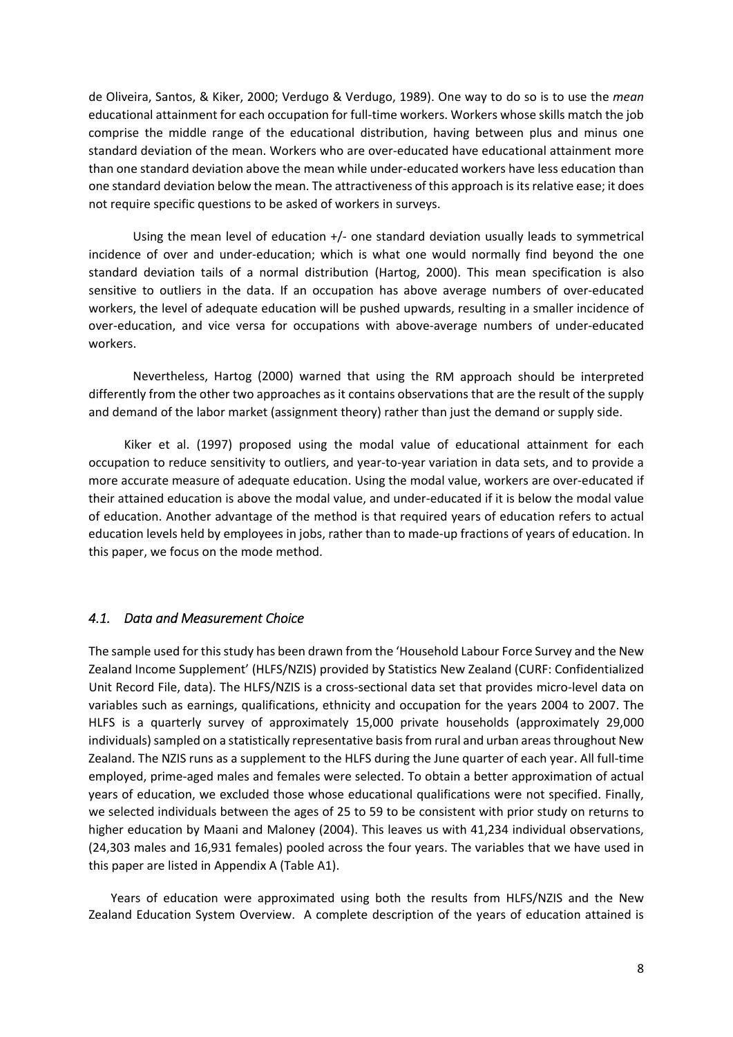de Oliveira, Santos, & Kiker, 2000; Verdugo & Verdugo, 1989). One way to do so is to use the *mean* educational attainment for each occupation for full-time workers. Workers whose skills match the job comprise the middle range of the educational distribution, having between plus and minus one standard deviation of the mean. Workers who are over-educated have educational attainment more than one standard deviation above the mean while under-educated workers have less education than one standard deviation below the mean. The attractiveness of this approach is its relative ease; it does not require specific questions to be asked of workers in surveys.

Using the mean level of education +/- one standard deviation usually leads to symmetrical incidence of over and under-education; which is what one would normally find beyond the one standard deviation tails of a normal distribution (Hartog, 2000). This mean specification is also sensitive to outliers in the data. If an occupation has above average numbers of over-educated workers, the level of adequate education will be pushed upwards, resulting in a smaller incidence of over-education, and vice versa for occupations with above-average numbers of under-educated workers.

Nevertheless, Hartog (2000) warned that using the RM approach should be interpreted differently from the other two approaches as it contains observations that are the result of the supply and demand of the labor market (assignment theory) rather than just the demand or supply side.

Kiker et al. (1997) proposed using the modal value of educational attainment for each occupation to reduce sensitivity to outliers, and year-to-year variation in data sets, and to provide a more accurate measure of adequate education. Using the modal value, workers are over-educated if their attained education is above the modal value, and under-educated if it is below the modal value of education. Another advantage of the method is that required years of education refers to actual education levels held by employees in jobs, rather than to made-up fractions of years of education. In this paper, we focus on the mode method.

### *4.1. Data and Measurement Choice*

The sample used for this study has been drawn from the 'Household Labour Force Survey and the New Zealand Income Supplement' (HLFS/NZIS) provided by Statistics New Zealand (CURF: Confidentialized Unit Record File, data). The HLFS/NZIS is a cross-sectional data set that provides micro-level data on variables such as earnings, qualifications, ethnicity and occupation for the years 2004 to 2007. The HLFS is a quarterly survey of approximately 15,000 private households (approximately 29,000 individuals) sampled on a statistically representative basis from rural and urban areas throughout New Zealand. The NZIS runs as a supplement to the HLFS during the June quarter of each year. All full-time employed, prime-aged males and females were selected. To obtain a better approximation of actual years of education, we excluded those whose educational qualifications were not specified. Finally, we selected individuals between the ages of 25 to 59 to be consistent with prior study on returns to higher education by Maani and Maloney (2004). This leaves us with 41,234 individual observations, (24,303 males and 16,931 females) pooled across the four years. The variables that we have used in this paper are listed in Appendix A (Table A1).

Years of education were approximated using both the results from HLFS/NZIS and the New Zealand Education System Overview. A complete description of the years of education attained is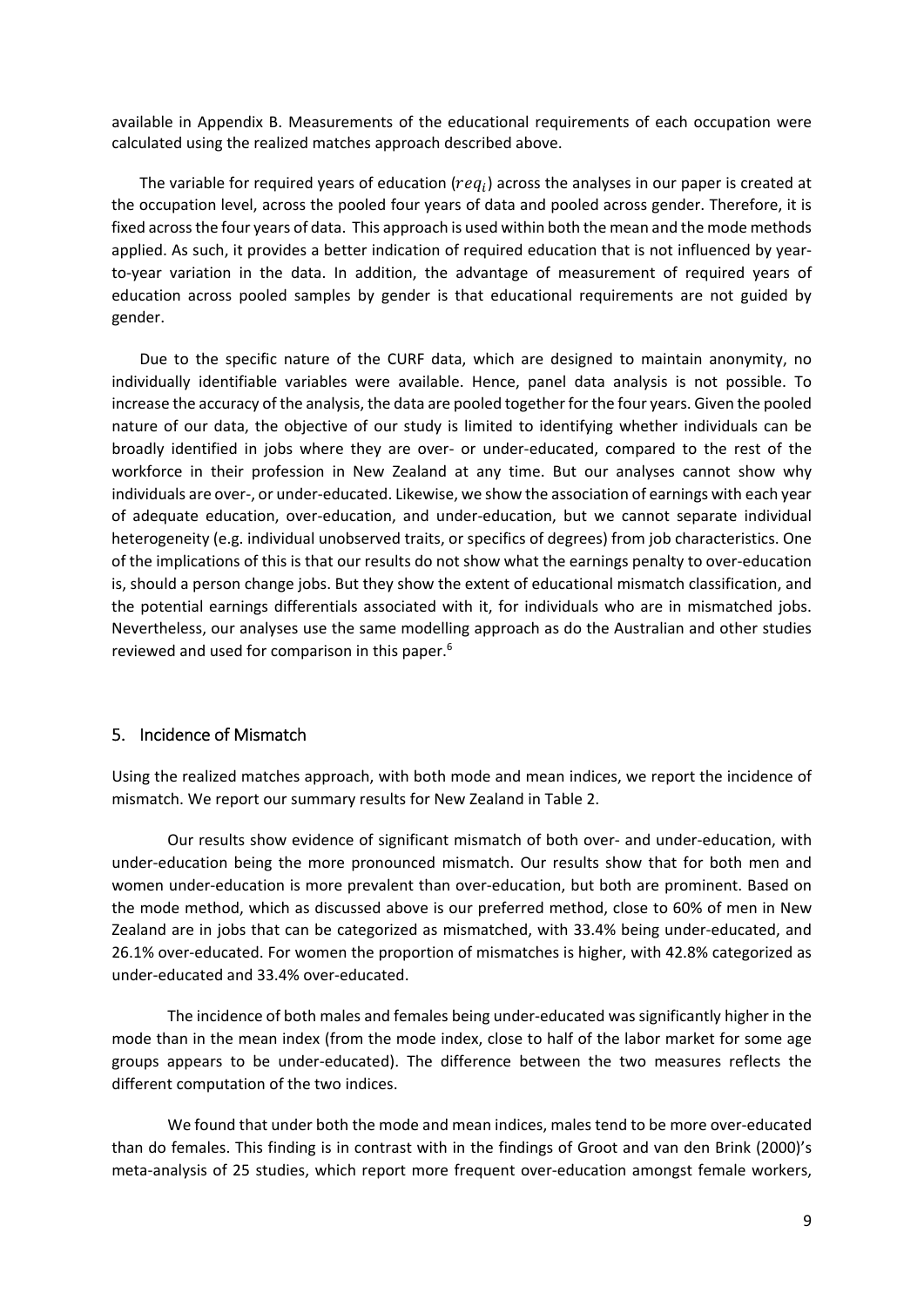available in Appendix B. Measurements of the educational requirements of each occupation were calculated using the realized matches approach described above.

The variable for required years of education ($req_i$) across the analyses in our paper is created at the occupation level, across the pooled four years of data and pooled across gender. Therefore, it is fixed across the four years of data. This approach is used within both the mean and the mode methods applied. As such, it provides a better indication of required education that is not influenced by year-to-year variation in the data. In addition, the advantage of measurement of required years of education across pooled samples by gender is that educational requirements are not guided by gender.

Due to the specific nature of the CURF data, which are designed to maintain anonymity, no individually identifiable variables were available. Hence, panel data analysis is not possible. To increase the accuracy of the analysis, the data are pooled together for the four years. Given the pooled nature of our data, the objective of our study is limited to identifying whether individuals can be broadly identified in jobs where they are over- or under-educated, compared to the rest of the workforce in their profession in New Zealand at any time. But our analyses cannot show why individuals are over-, or under-educated. Likewise, we show the association of earnings with each year of adequate education, over-education, and under-education, but we cannot separate individual heterogeneity (e.g. individual unobserved traits, or specifics of degrees) from job characteristics. One of the implications of this is that our results do not show what the earnings penalty to over-education is, should a person change jobs. But they show the extent of educational mismatch classification, and the potential earnings differentials associated with it, for individuals who are in mismatched jobs. Nevertheless, our analyses use the same modelling approach as do the Australian and other studies reviewed and used for comparison in this paper.[6]

## 5. Incidence of Mismatch

Using the realized matches approach, with both mode and mean indices, we report the incidence of mismatch. We report our summary results for New Zealand in Table 2.

Our results show evidence of significant mismatch of both over- and under-education, with under-education being the more pronounced mismatch. Our results show that for both men and women under-education is more prevalent than over-education, but both are prominent. Based on the mode method, which as discussed above is our preferred method, close to 60% of men in New Zealand are in jobs that can be categorized as mismatched, with 33.4% being under-educated, and 26.1% over-educated. For women the proportion of mismatches is higher, with 42.8% categorized as under-educated and 33.4% over-educated.

The incidence of both males and females being under-educated was significantly higher in the mode than in the mean index (from the mode index, close to half of the labor market for some age groups appears to be under-educated). The difference between the two measures reflects the different computation of the two indices.

We found that under both the mode and mean indices, males tend to be more over-educated than do females. This finding is in contrast with in the findings of Groot and van den Brink (2000)'s meta-analysis of 25 studies, which report more frequent over-education amongst female workers,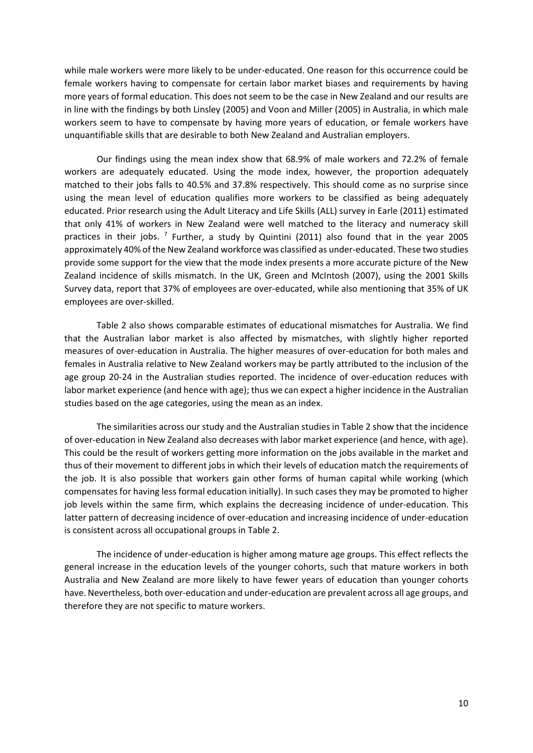while male workers were more likely to be under-educated. One reason for this occurrence could be female workers having to compensate for certain labor market biases and requirements by having more years of formal education. This does not seem to be the case in New Zealand and our results are in line with the findings by both Linsley (2005) and Voon and Miller (2005) in Australia, in which male workers seem to have to compensate by having more years of education, or female workers have unquantifiable skills that are desirable to both New Zealand and Australian employers.

Our findings using the mean index show that 68.9% of male workers and 72.2% of female workers are adequately educated. Using the mode index, however, the proportion adequately matched to their jobs falls to 40.5% and 37.8% respectively. This should come as no surprise since using the mean level of education qualifies more workers to be classified as being adequately educated. Prior research using the Adult Literacy and Life Skills (ALL) survey in Earle (2011) estimated that only 41% of workers in New Zealand were well matched to the literacy and numeracy skill practices in their jobs. [7] Further, a study by Quintini (2011) also found that in the year 2005 approximately 40% of the New Zealand workforce was classified as under-educated. These two studies provide some support for the view that the mode index presents a more accurate picture of the New Zealand incidence of skills mismatch. In the UK, Green and McIntosh (2007), using the 2001 Skills Survey data, report that 37% of employees are over-educated, while also mentioning that 35% of UK employees are over-skilled.

Table 2 also shows comparable estimates of educational mismatches for Australia. We find that the Australian labor market is also affected by mismatches, with slightly higher reported measures of over-education in Australia. The higher measures of over-education for both males and females in Australia relative to New Zealand workers may be partly attributed to the inclusion of the age group 20-24 in the Australian studies reported. The incidence of over-education reduces with labor market experience (and hence with age); thus we can expect a higher incidence in the Australian studies based on the age categories, using the mean as an index.

The similarities across our study and the Australian studies in Table 2 show that the incidence of over-education in New Zealand also decreases with labor market experience (and hence, with age). This could be the result of workers getting more information on the jobs available in the market and thus of their movement to different jobs in which their levels of education match the requirements of the job. It is also possible that workers gain other forms of human capital while working (which compensates for having less formal education initially). In such cases they may be promoted to higher job levels within the same firm, which explains the decreasing incidence of under-education. This latter pattern of decreasing incidence of over-education and increasing incidence of under-education is consistent across all occupational groups in Table 2.

The incidence of under-education is higher among mature age groups. This effect reflects the general increase in the education levels of the younger cohorts, such that mature workers in both Australia and New Zealand are more likely to have fewer years of education than younger cohorts have. Nevertheless, both over-education and under-education are prevalent across all age groups, and therefore they are not specific to mature workers.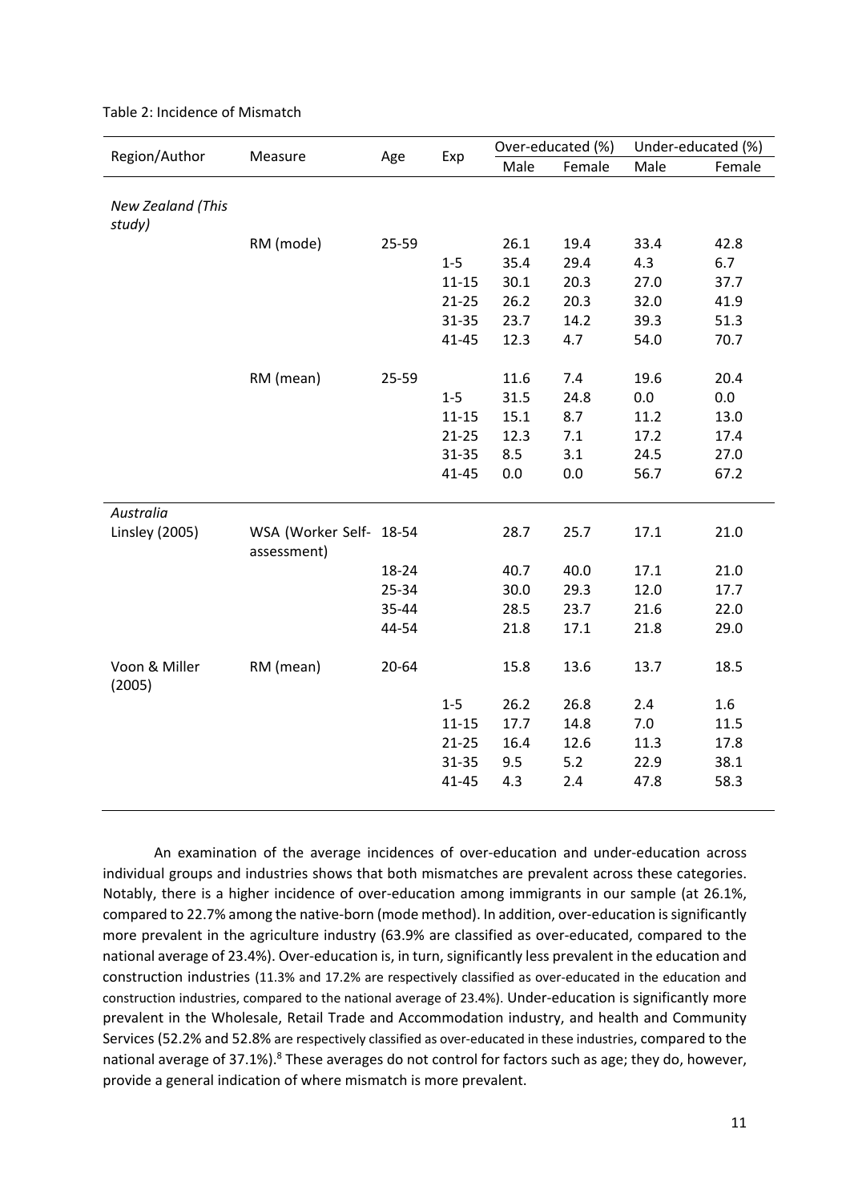Table 2: Incidence of Mismatch

| Region/Author | Measure | Age | Exp | Over-educated (%) | | Under-educated (%) | |
|---|---|---|---|---|---|---|---|
| | | | | Male | Female | Male | Female |
| *New Zealand (This study)* | | | | | | | |
| | RM (mode) | 25-59 | | 26.1 | 19.4 | 33.4 | 42.8 |
| | | | 1-5 | 35.4 | 29.4 | 4.3 | 6.7 |
| | | | 11-15 | 30.1 | 20.3 | 27.0 | 37.7 |
| | | | 21-25 | 26.2 | 20.3 | 32.0 | 41.9 |
| | | | 31-35 | 23.7 | 14.2 | 39.3 | 51.3 |
| | | | 41-45 | 12.3 | 4.7 | 54.0 | 70.7 |
| | RM (mean) | 25-59 | | 11.6 | 7.4 | 19.6 | 20.4 |
| | | | 1-5 | 31.5 | 24.8 | 0.0 | 0.0 |
| | | | 11-15 | 15.1 | 8.7 | 11.2 | 13.0 |
| | | | 21-25 | 12.3 | 7.1 | 17.2 | 17.4 |
| | | | 31-35 | 8.5 | 3.1 | 24.5 | 27.0 |
| | | | 41-45 | 0.0 | 0.0 | 56.7 | 67.2 |
| *Australia* | | | | | | | |
| Linsley (2005) | WSA (Worker Self-assessment) | 18-54 | | 28.7 | 25.7 | 17.1 | 21.0 |
| | | 18-24 | | 40.7 | 40.0 | 17.1 | 21.0 |
| | | 25-34 | | 30.0 | 29.3 | 12.0 | 17.7 |
| | | 35-44 | | 28.5 | 23.7 | 21.6 | 22.0 |
| | | 44-54 | | 21.8 | 17.1 | 21.8 | 29.0 |
| Voon & Miller (2005) | RM (mean) | 20-64 | | 15.8 | 13.6 | 13.7 | 18.5 |
| | | | 1-5 | 26.2 | 26.8 | 2.4 | 1.6 |
| | | | 11-15 | 17.7 | 14.8 | 7.0 | 11.5 |
| | | | 21-25 | 16.4 | 12.6 | 11.3 | 17.8 |
| | | | 31-35 | 9.5 | 5.2 | 22.9 | 38.1 |
| | | | 41-45 | 4.3 | 2.4 | 47.8 | 58.3 |

An examination of the average incidences of over-education and under-education across individual groups and industries shows that both mismatches are prevalent across these categories. Notably, there is a higher incidence of over-education among immigrants in our sample (at 26.1%, compared to 22.7% among the native-born (mode method). In addition, over-education is significantly more prevalent in the agriculture industry (63.9% are classified as over-educated, compared to the national average of 23.4%). Over-education is, in turn, significantly less prevalent in the education and construction industries (11.3% and 17.2% are respectively classified as over-educated in the education and construction industries, compared to the national average of 23.4%). Under-education is significantly more prevalent in the Wholesale, Retail Trade and Accommodation industry, and health and Community Services (52.2% and 52.8% are respectively classified as over-educated in these industries, compared to the national average of 37.1%).[8] These averages do not control for factors such as age; they do, however, provide a general indication of where mismatch is more prevalent.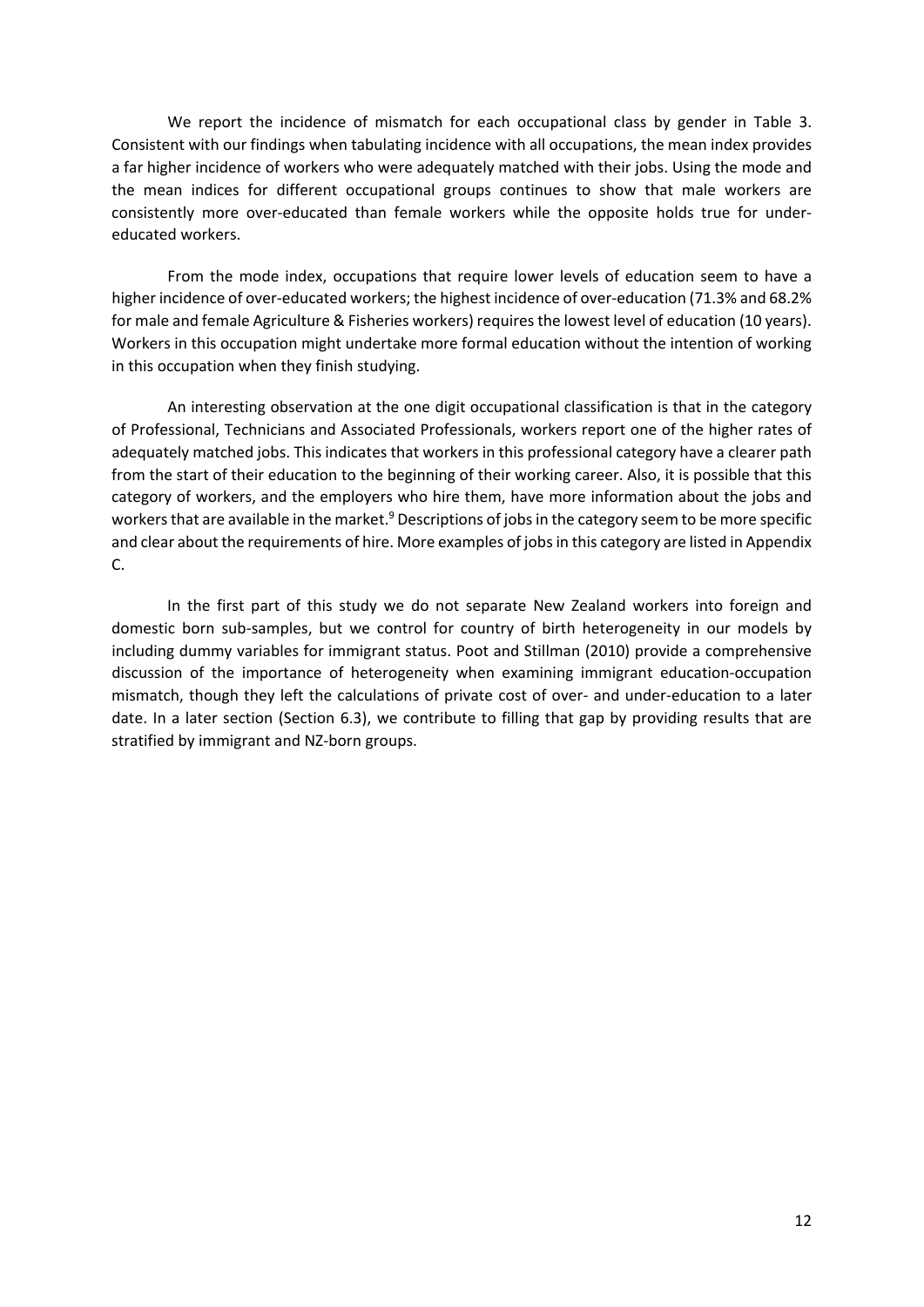We report the incidence of mismatch for each occupational class by gender in Table 3. Consistent with our findings when tabulating incidence with all occupations, the mean index provides a far higher incidence of workers who were adequately matched with their jobs. Using the mode and the mean indices for different occupational groups continues to show that male workers are consistently more over-educated than female workers while the opposite holds true for under-educated workers.

From the mode index, occupations that require lower levels of education seem to have a higher incidence of over-educated workers; the highest incidence of over-education (71.3% and 68.2% for male and female Agriculture & Fisheries workers) requires the lowest level of education (10 years). Workers in this occupation might undertake more formal education without the intention of working in this occupation when they finish studying.

An interesting observation at the one digit occupational classification is that in the category of Professional, Technicians and Associated Professionals, workers report one of the higher rates of adequately matched jobs. This indicates that workers in this professional category have a clearer path from the start of their education to the beginning of their working career. Also, it is possible that this category of workers, and the employers who hire them, have more information about the jobs and workers that are available in the market.[9] Descriptions of jobs in the category seem to be more specific and clear about the requirements of hire. More examples of jobs in this category are listed in Appendix C.

In the first part of this study we do not separate New Zealand workers into foreign and domestic born sub-samples, but we control for country of birth heterogeneity in our models by including dummy variables for immigrant status. Poot and Stillman (2010) provide a comprehensive discussion of the importance of heterogeneity when examining immigrant education-occupation mismatch, though they left the calculations of private cost of over- and under-education to a later date. In a later section (Section 6.3), we contribute to filling that gap by providing results that are stratified by immigrant and NZ-born groups.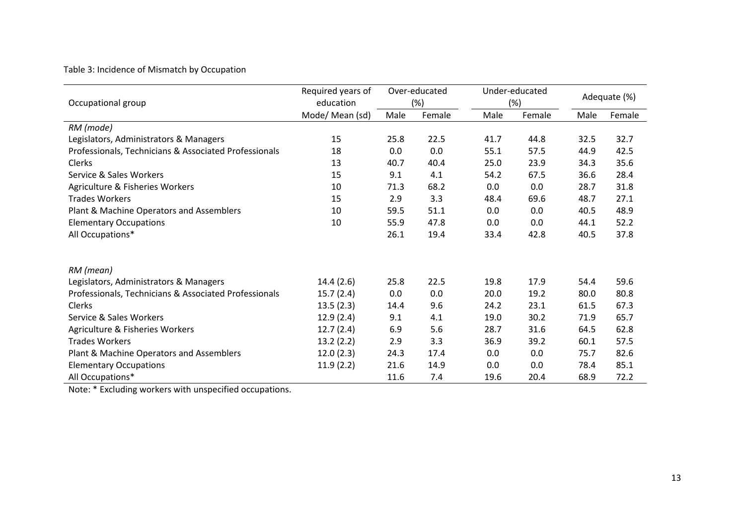Table 3: Incidence of Mismatch by Occupation

| Occupational group | Required years of education | Over-educated (%) | | Under-educated (%) | | Adequate (%) | |
|---|---|---|---|---|---|---|---|
| | Mode/ Mean (sd) | Male | Female | Male | Female | Male | Female |
| *RM (mode)* | | | | | | | |
| Legislators, Administrators & Managers | 15 | 25.8 | 22.5 | 41.7 | 44.8 | 32.5 | 32.7 |
| Professionals, Technicians & Associated Professionals | 18 | 0.0 | 0.0 | 55.1 | 57.5 | 44.9 | 42.5 |
| Clerks | 13 | 40.7 | 40.4 | 25.0 | 23.9 | 34.3 | 35.6 |
| Service & Sales Workers | 15 | 9.1 | 4.1 | 54.2 | 67.5 | 36.6 | 28.4 |
| Agriculture & Fisheries Workers | 10 | 71.3 | 68.2 | 0.0 | 0.0 | 28.7 | 31.8 |
| Trades Workers | 15 | 2.9 | 3.3 | 48.4 | 69.6 | 48.7 | 27.1 |
| Plant & Machine Operators and Assemblers | 10 | 59.5 | 51.1 | 0.0 | 0.0 | 40.5 | 48.9 |
| Elementary Occupations | 10 | 55.9 | 47.8 | 0.0 | 0.0 | 44.1 | 52.2 |
| All Occupations* | | 26.1 | 19.4 | 33.4 | 42.8 | 40.5 | 37.8 |
| *RM (mean)* | | | | | | | |
| Legislators, Administrators & Managers | 14.4 (2.6) | 25.8 | 22.5 | 19.8 | 17.9 | 54.4 | 59.6 |
| Professionals, Technicians & Associated Professionals | 15.7 (2.4) | 0.0 | 0.0 | 20.0 | 19.2 | 80.0 | 80.8 |
| Clerks | 13.5 (2.3) | 14.4 | 9.6 | 24.2 | 23.1 | 61.5 | 67.3 |
| Service & Sales Workers | 12.9 (2.4) | 9.1 | 4.1 | 19.0 | 30.2 | 71.9 | 65.7 |
| Agriculture & Fisheries Workers | 12.7 (2.4) | 6.9 | 5.6 | 28.7 | 31.6 | 64.5 | 62.8 |
| Trades Workers | 13.2 (2.2) | 2.9 | 3.3 | 36.9 | 39.2 | 60.1 | 57.5 |
| Plant & Machine Operators and Assemblers | 12.0 (2.3) | 24.3 | 17.4 | 0.0 | 0.0 | 75.7 | 82.6 |
| Elementary Occupations | 11.9 (2.2) | 21.6 | 14.9 | 0.0 | 0.0 | 78.4 | 85.1 |
| All Occupations* | | 11.6 | 7.4 | 19.6 | 20.4 | 68.9 | 72.2 |

Note: * Excluding workers with unspecified occupations.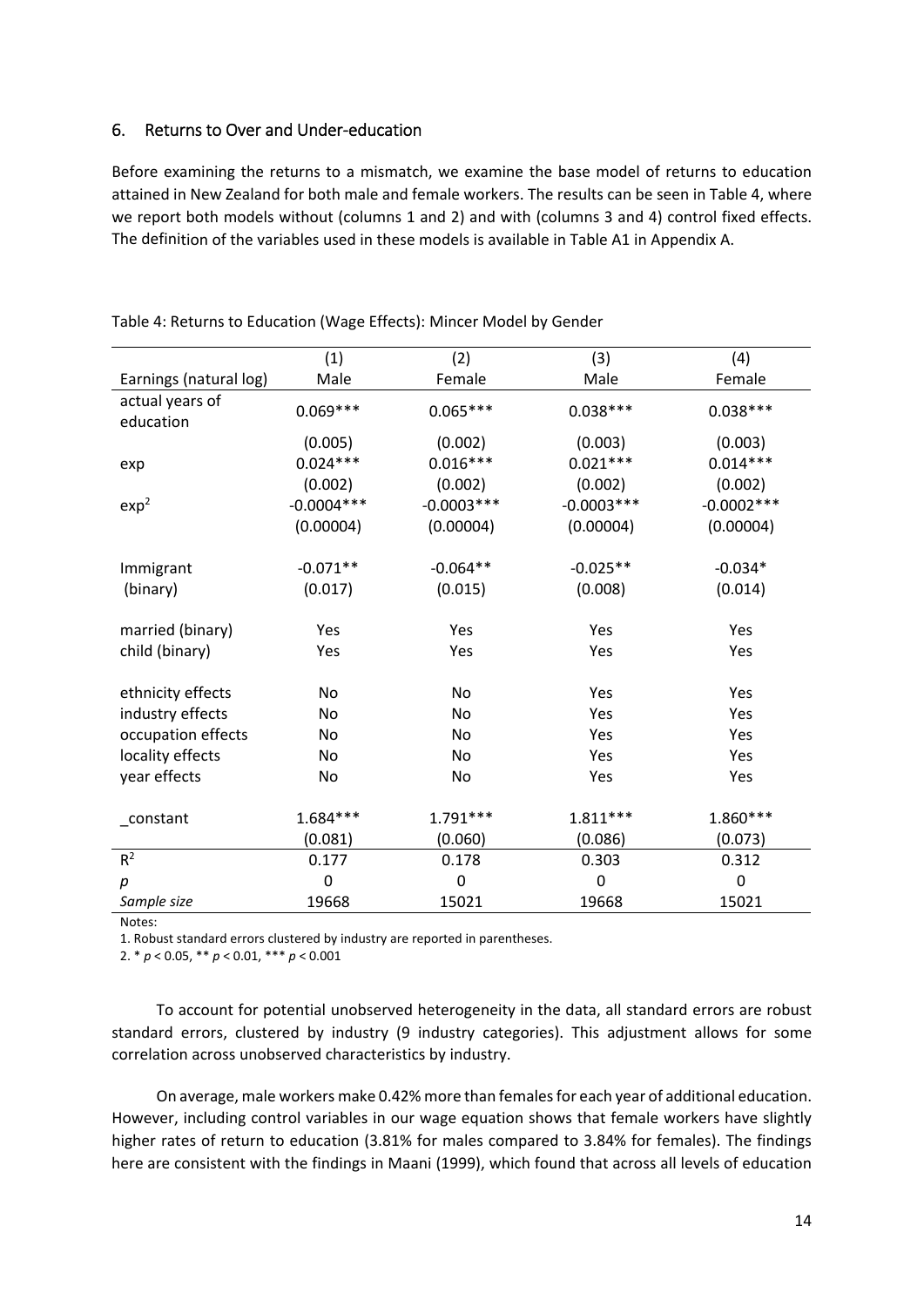## 6. Returns to Over and Under-education

Before examining the returns to a mismatch, we examine the base model of returns to education attained in New Zealand for both male and female workers. The results can be seen in Table 4, where we report both models without (columns 1 and 2) and with (columns 3 and 4) control fixed effects. The definition of the variables used in these models is available in Table A1 in Appendix A.

Table 4: Returns to Education (Wage Effects): Mincer Model by Gender

| | (1) | (2) | (3) | (4) |
|---|---|---|---|---|
| Earnings (natural log) | Male | Female | Male | Female |
| actual years of education | 0.069*** | 0.065*** | 0.038*** | 0.038*** |
| | (0.005) | (0.002) | (0.003) | (0.003) |
| exp | 0.024*** | 0.016*** | 0.021*** | 0.014*** |
| | (0.002) | (0.002) | (0.002) | (0.002) |
| $exp^2$ | -0.0004*** | -0.0003*** | -0.0003*** | -0.0002*** |
| | (0.00004) | (0.00004) | (0.00004) | (0.00004) |
| Immigrant | -0.071** | -0.064** | -0.025** | -0.034* |
| (binary) | (0.017) | (0.015) | (0.008) | (0.014) |
| married (binary) | Yes | Yes | Yes | Yes |
| child (binary) | Yes | Yes | Yes | Yes |
| ethnicity effects | No | No | Yes | Yes |
| industry effects | No | No | Yes | Yes |
| occupation effects | No | No | Yes | Yes |
| locality effects | No | No | Yes | Yes |
| year effects | No | No | Yes | Yes |
| _constant | 1.684*** | 1.791*** | 1.811*** | 1.860*** |
| | (0.081) | (0.060) | (0.086) | (0.073) |
| $R^2$ | 0.177 | 0.178 | 0.303 | 0.312 |
| *p* | 0 | 0 | 0 | 0 |
| *Sample size* | 19668 | 15021 | 19668 | 15021 |

Notes:

1. Robust standard errors clustered by industry are reported in parentheses.
2. * $p < 0.05$, ** $p < 0.01$, *** $p < 0.001$

To account for potential unobserved heterogeneity in the data, all standard errors are robust standard errors, clustered by industry (9 industry categories). This adjustment allows for some correlation across unobserved characteristics by industry.

On average, male workers make 0.42% more than females for each year of additional education. However, including control variables in our wage equation shows that female workers have slightly higher rates of return to education (3.81% for males compared to 3.84% for females). The findings here are consistent with the findings in Maani (1999), which found that across all levels of education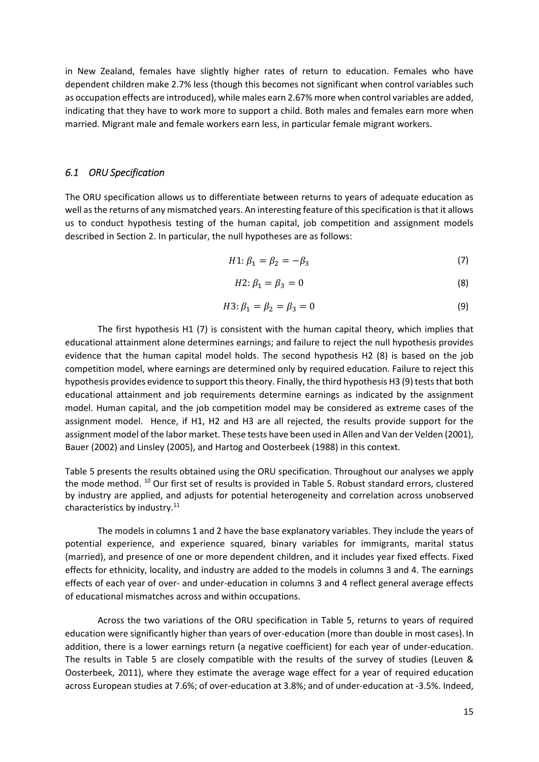in New Zealand, females have slightly higher rates of return to education. Females who have dependent children make 2.7% less (though this becomes not significant when control variables such as occupation effects are introduced), while males earn 2.67% more when control variables are added, indicating that they have to work more to support a child. Both males and females earn more when married. Migrant male and female workers earn less, in particular female migrant workers.

### *6.1 ORU Specification*

The ORU specification allows us to differentiate between returns to years of adequate education as well as the returns of any mismatched years. An interesting feature of this specification is that it allows us to conduct hypothesis testing of the human capital, job competition and assignment models described in Section 2. In particular, the null hypotheses are as follows:

$$H1\colon \beta_1 = \beta_2 = -\beta_3 \tag{7}$$

$$H2\colon \beta_1 = \beta_3 = 0 \tag{8}$$

$$H3\colon \beta_1 = \beta_2 = \beta_3 = 0 \tag{9}$$

The first hypothesis H1 (7) is consistent with the human capital theory, which implies that educational attainment alone determines earnings; and failure to reject the null hypothesis provides evidence that the human capital model holds. The second hypothesis H2 (8) is based on the job competition model, where earnings are determined only by required education. Failure to reject this hypothesis provides evidence to support this theory. Finally, the third hypothesis H3 (9) tests that both educational attainment and job requirements determine earnings as indicated by the assignment model. Human capital, and the job competition model may be considered as extreme cases of the assignment model. Hence, if H1, H2 and H3 are all rejected, the results provide support for the assignment model of the labor market. These tests have been used in Allen and Van der Velden (2001), Bauer (2002) and Linsley (2005), and Hartog and Oosterbeek (1988) in this context.

Table 5 presents the results obtained using the ORU specification. Throughout our analyses we apply the mode method. [10] Our first set of results is provided in Table 5. Robust standard errors, clustered by industry are applied, and adjusts for potential heterogeneity and correlation across unobserved characteristics by industry.[11]

The models in columns 1 and 2 have the base explanatory variables. They include the years of potential experience, and experience squared, binary variables for immigrants, marital status (married), and presence of one or more dependent children, and it includes year fixed effects. Fixed effects for ethnicity, locality, and industry are added to the models in columns 3 and 4. The earnings effects of each year of over- and under-education in columns 3 and 4 reflect general average effects of educational mismatches across and within occupations.

Across the two variations of the ORU specification in Table 5, returns to years of required education were significantly higher than years of over-education (more than double in most cases). In addition, there is a lower earnings return (a negative coefficient) for each year of under-education. The results in Table 5 are closely compatible with the results of the survey of studies (Leuven & Oosterbeek, 2011), where they estimate the average wage effect for a year of required education across European studies at 7.6%; of over-education at 3.8%; and of under-education at -3.5%. Indeed,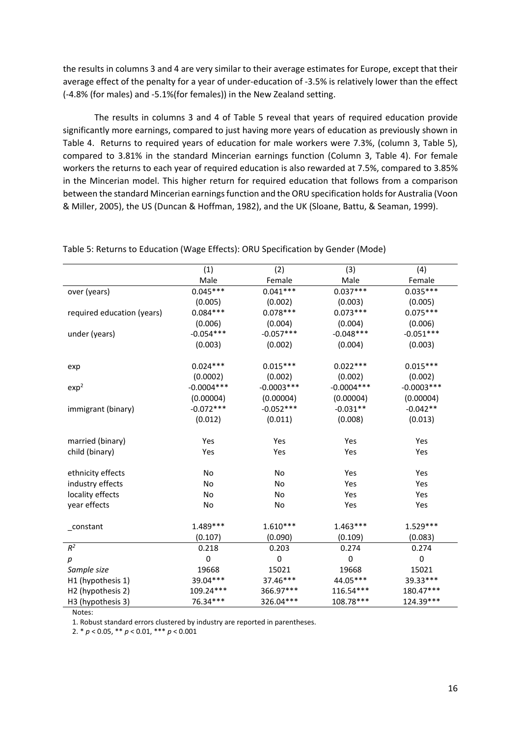the results in columns 3 and 4 are very similar to their average estimates for Europe, except that their average effect of the penalty for a year of under-education of -3.5% is relatively lower than the effect (-4.8% (for males) and -5.1%(for females)) in the New Zealand setting.

The results in columns 3 and 4 of Table 5 reveal that years of required education provide significantly more earnings, compared to just having more years of education as previously shown in Table 4. Returns to required years of education for male workers were 7.3%, (column 3, Table 5), compared to 3.81% in the standard Mincerian earnings function (Column 3, Table 4). For female workers the returns to each year of required education is also rewarded at 7.5%, compared to 3.85% in the Mincerian model. This higher return for required education that follows from a comparison between the standard Mincerian earnings function and the ORU specification holds for Australia (Voon & Miller, 2005), the US (Duncan & Hoffman, 1982), and the UK (Sloane, Battu, & Seaman, 1999).

Table 5: Returns to Education (Wage Effects): ORU Specification by Gender (Mode)

| | (1) | (2) | (3) | (4) |
|---|---|---|---|---|
| | Male | Female | Male | Female |
| over (years) | 0.045*** | 0.041*** | 0.037*** | 0.035*** |
| | (0.005) | (0.002) | (0.003) | (0.005) |
| required education (years) | 0.084*** | 0.078*** | 0.073*** | 0.075*** |
| | (0.006) | (0.004) | (0.004) | (0.006) |
| under (years) | -0.054*** | -0.057*** | -0.048*** | -0.051*** |
| | (0.003) | (0.002) | (0.004) | (0.003) |
| exp | 0.024*** | 0.015*** | 0.022*** | 0.015*** |
| | (0.0002) | (0.002) | (0.002) | (0.002) |
| $exp^2$ | -0.0004*** | -0.0003*** | -0.0004*** | -0.0003*** |
| | (0.00004) | (0.00004) | (0.00004) | (0.00004) |
| immigrant (binary) | -0.072*** | -0.052*** | -0.031** | -0.042** |
| | (0.012) | (0.011) | (0.008) | (0.013) |
| married (binary) | Yes | Yes | Yes | Yes |
| child (binary) | Yes | Yes | Yes | Yes |
| ethnicity effects | No | No | Yes | Yes |
| industry effects | No | No | Yes | Yes |
| locality effects | No | No | Yes | Yes |
| year effects | No | No | Yes | Yes |
| _constant | 1.489*** | 1.610*** | 1.463*** | 1.529*** |
| | (0.107) | (0.090) | (0.109) | (0.083) |
| $R^2$ | 0.218 | 0.203 | 0.274 | 0.274 |
| *p* | 0 | 0 | 0 | 0 |
| *Sample size* | 19668 | 15021 | 19668 | 15021 |
| H1 (hypothesis 1) | 39.04*** | 37.46*** | 44.05*** | 39.33*** |
| H2 (hypothesis 2) | 109.24*** | 366.97*** | 116.54*** | 180.47*** |
| H3 (hypothesis 3) | 76.34*** | 326.04*** | 108.78*** | 124.39*** |

Notes:

1. Robust standard errors clustered by industry are reported in parentheses.

2. * $p < 0.05$, ** $p < 0.01$, *** $p < 0.001$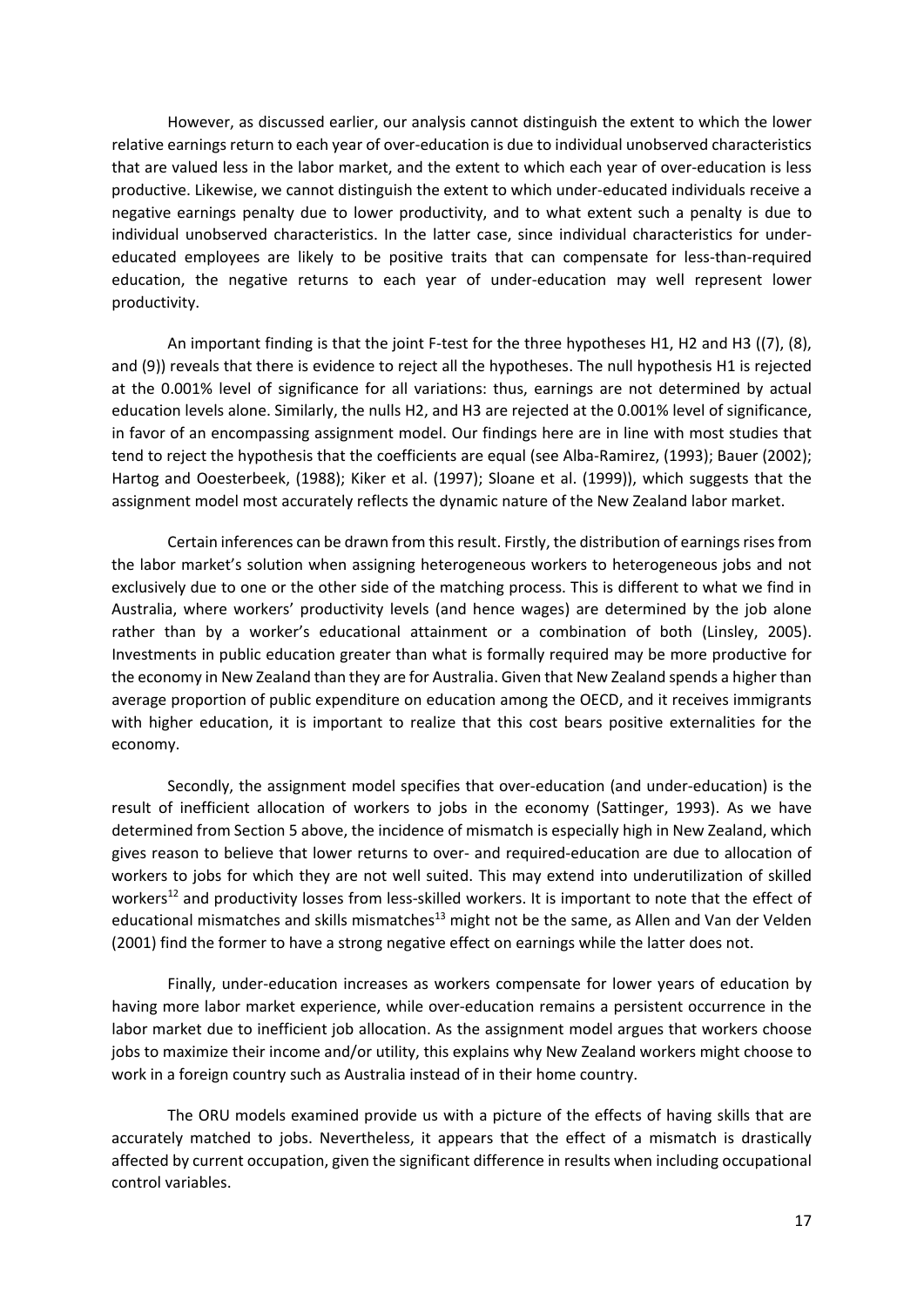However, as discussed earlier, our analysis cannot distinguish the extent to which the lower relative earnings return to each year of over-education is due to individual unobserved characteristics that are valued less in the labor market, and the extent to which each year of over-education is less productive. Likewise, we cannot distinguish the extent to which under-educated individuals receive a negative earnings penalty due to lower productivity, and to what extent such a penalty is due to individual unobserved characteristics. In the latter case, since individual characteristics for under-educated employees are likely to be positive traits that can compensate for less-than-required education, the negative returns to each year of under-education may well represent lower productivity.

An important finding is that the joint F-test for the three hypotheses H1, H2 and H3 ((7), (8), and (9)) reveals that there is evidence to reject all the hypotheses. The null hypothesis H1 is rejected at the 0.001% level of significance for all variations: thus, earnings are not determined by actual education levels alone. Similarly, the nulls H2, and H3 are rejected at the 0.001% level of significance, in favor of an encompassing assignment model. Our findings here are in line with most studies that tend to reject the hypothesis that the coefficients are equal (see Alba-Ramirez, (1993); Bauer (2002); Hartog and Ooesterbeek, (1988); Kiker et al. (1997); Sloane et al. (1999)), which suggests that the assignment model most accurately reflects the dynamic nature of the New Zealand labor market.

Certain inferences can be drawn from this result. Firstly, the distribution of earnings rises from the labor market's solution when assigning heterogeneous workers to heterogeneous jobs and not exclusively due to one or the other side of the matching process. This is different to what we find in Australia, where workers' productivity levels (and hence wages) are determined by the job alone rather than by a worker's educational attainment or a combination of both (Linsley, 2005). Investments in public education greater than what is formally required may be more productive for the economy in New Zealand than they are for Australia. Given that New Zealand spends a higher than average proportion of public expenditure on education among the OECD, and it receives immigrants with higher education, it is important to realize that this cost bears positive externalities for the economy.

Secondly, the assignment model specifies that over-education (and under-education) is the result of inefficient allocation of workers to jobs in the economy (Sattinger, 1993). As we have determined from Section 5 above, the incidence of mismatch is especially high in New Zealand, which gives reason to believe that lower returns to over- and required-education are due to allocation of workers to jobs for which they are not well suited. This may extend into underutilization of skilled workers[12] and productivity losses from less-skilled workers. It is important to note that the effect of educational mismatches and skills mismatches[13] might not be the same, as Allen and Van der Velden (2001) find the former to have a strong negative effect on earnings while the latter does not.

Finally, under-education increases as workers compensate for lower years of education by having more labor market experience, while over-education remains a persistent occurrence in the labor market due to inefficient job allocation. As the assignment model argues that workers choose jobs to maximize their income and/or utility, this explains why New Zealand workers might choose to work in a foreign country such as Australia instead of in their home country.

The ORU models examined provide us with a picture of the effects of having skills that are accurately matched to jobs. Nevertheless, it appears that the effect of a mismatch is drastically affected by current occupation, given the significant difference in results when including occupational control variables.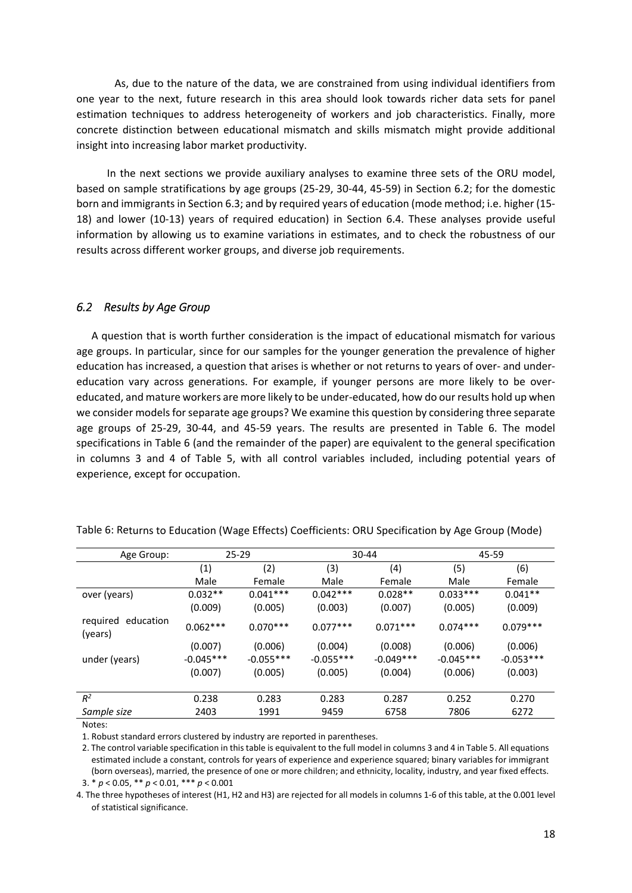As, due to the nature of the data, we are constrained from using individual identifiers from one year to the next, future research in this area should look towards richer data sets for panel estimation techniques to address heterogeneity of workers and job characteristics. Finally, more concrete distinction between educational mismatch and skills mismatch might provide additional insight into increasing labor market productivity.

In the next sections we provide auxiliary analyses to examine three sets of the ORU model, based on sample stratifications by age groups (25-29, 30-44, 45-59) in Section 6.2; for the domestic born and immigrants in Section 6.3; and by required years of education (mode method; i.e. higher (15-18) and lower (10-13) years of required education) in Section 6.4. These analyses provide useful information by allowing us to examine variations in estimates, and to check the robustness of our results across different worker groups, and diverse job requirements.

## *6.2 Results by Age Group*

A question that is worth further consideration is the impact of educational mismatch for various age groups. In particular, since for our samples for the younger generation the prevalence of higher education has increased, a question that arises is whether or not returns to years of over- and under-education vary across generations. For example, if younger persons are more likely to be over-educated, and mature workers are more likely to be under-educated, how do our results hold up when we consider models for separate age groups? We examine this question by considering three separate age groups of 25-29, 30-44, and 45-59 years. The results are presented in Table 6. The model specifications in Table 6 (and the remainder of the paper) are equivalent to the general specification in columns 3 and 4 of Table 5, with all control variables included, including potential years of experience, except for occupation.

Table 6: Returns to Education (Wage Effects) Coefficients: ORU Specification by Age Group (Mode)

| Age Group: | 25-29 | | 30-44 | | 45-59 | |
|---|---|---|---|---|---|---|
| | (1) | (2) | (3) | (4) | (5) | (6) |
| | Male | Female | Male | Female | Male | Female |
| over (years) | 0.032** | 0.041*** | 0.042*** | 0.028** | 0.033*** | 0.041** |
| | (0.009) | (0.005) | (0.003) | (0.007) | (0.005) | (0.009) |
| required education (years) | 0.062*** | 0.070*** | 0.077*** | 0.071*** | 0.074*** | 0.079*** |
| | (0.007) | (0.006) | (0.004) | (0.008) | (0.006) | (0.006) |
| under (years) | -0.045*** | -0.055*** | -0.055*** | -0.049*** | -0.045*** | -0.053*** |
| | (0.007) | (0.005) | (0.005) | (0.004) | (0.006) | (0.003) |
| $R^2$ | 0.238 | 0.283 | 0.283 | 0.287 | 0.252 | 0.270 |
| *Sample size* | 2403 | 1991 | 9459 | 6758 | 7806 | 6272 |

Notes:

1. Robust standard errors clustered by industry are reported in parentheses.
2. The control variable specification in this table is equivalent to the full model in columns 3 and 4 in Table 5. All equations estimated include a constant, controls for years of experience and experience squared; binary variables for immigrant (born overseas), married, the presence of one or more children; and ethnicity, locality, industry, and year fixed effects.
3. * $p < 0.05$, ** $p < 0.01$, *** $p < 0.001$
4. The three hypotheses of interest (H1, H2 and H3) are rejected for all models in columns 1-6 of this table, at the 0.001 level of statistical significance.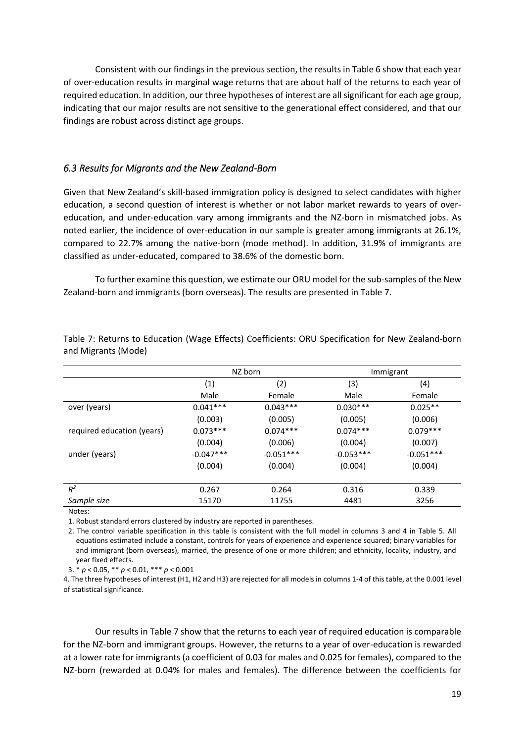Consistent with our findings in the previous section, the results in Table 6 show that each year of over-education results in marginal wage returns that are about half of the returns to each year of required education. In addition, our three hypotheses of interest are all significant for each age group, indicating that our major results are not sensitive to the generational effect considered, and that our findings are robust across distinct age groups.

### *6.3 Results for Migrants and the New Zealand-Born*

Given that New Zealand's skill-based immigration policy is designed to select candidates with higher education, a second question of interest is whether or not labor market rewards to years of over-education, and under-education vary among immigrants and the NZ-born in mismatched jobs. As noted earlier, the incidence of over-education in our sample is greater among immigrants at 26.1%, compared to 22.7% among the native-born (mode method). In addition, 31.9% of immigrants are classified as under-educated, compared to 38.6% of the domestic born.

To further examine this question, we estimate our ORU model for the sub-samples of the New Zealand-born and immigrants (born overseas). The results are presented in Table 7.

Table 7: Returns to Education (Wage Effects) Coefficients: ORU Specification for New Zealand-born and Migrants (Mode)

| | NZ born | | Immigrant | |
|---|---|---|---|---|
| | (1) | (2) | (3) | (4) |
| | Male | Female | Male | Female |
| over (years) | 0.041*** | 0.043*** | 0.030*** | 0.025** |
| | (0.003) | (0.005) | (0.005) | (0.006) |
| required education (years) | 0.073*** | 0.074*** | 0.074*** | 0.079*** |
| | (0.004) | (0.006) | (0.004) | (0.007) |
| under (years) | -0.047*** | -0.051*** | -0.053*** | -0.051*** |
| | (0.004) | (0.004) | (0.004) | (0.004) |
| $R^2$ | 0.267 | 0.264 | 0.316 | 0.339 |
| *Sample size* | 15170 | 11755 | 4481 | 3256 |

Notes:

1. Robust standard errors clustered by industry are reported in parentheses.

2. The control variable specification in this table is consistent with the full model in columns 3 and 4 in Table 5. All equations estimated include a constant, controls for years of experience and experience squared; binary variables for and immigrant (born overseas), married, the presence of one or more children; and ethnicity, locality, industry, and year fixed effects.

3. * $p < 0.05$, ** $p < 0.01$, *** $p < 0.001$

4. The three hypotheses of interest (H1, H2 and H3) are rejected for all models in columns 1-4 of this table, at the 0.001 level of statistical significance.

Our results in Table 7 show that the returns to each year of required education is comparable for the NZ-born and immigrant groups. However, the returns to a year of over-education is rewarded at a lower rate for immigrants (a coefficient of 0.03 for males and 0.025 for females), compared to the NZ-born (rewarded at 0.04% for males and females). The difference between the coefficients for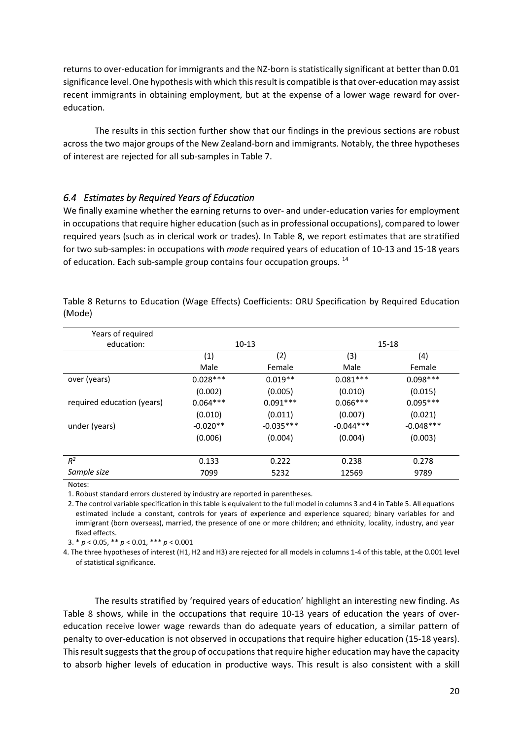returns to over-education for immigrants and the NZ-born is statistically significant at better than 0.01 significance level. One hypothesis with which this result is compatible is that over-education may assist recent immigrants in obtaining employment, but at the expense of a lower wage reward for over-education.

The results in this section further show that our findings in the previous sections are robust across the two major groups of the New Zealand-born and immigrants. Notably, the three hypotheses of interest are rejected for all sub-samples in Table 7.

### *6.4 Estimates by Required Years of Education*

We finally examine whether the earning returns to over- and under-education varies for employment in occupations that require higher education (such as in professional occupations), compared to lower required years (such as in clerical work or trades). In Table 8, we report estimates that are stratified for two sub-samples: in occupations with *mode* required years of education of 10-13 and 15-18 years of education. Each sub-sample group contains four occupation groups. [14]

Table 8 Returns to Education (Wage Effects) Coefficients: ORU Specification by Required Education (Mode)

| Years of required education: | 10-13 | | 15-18 | |
|---|---|---|---|---|
| | (1) | (2) | (3) | (4) |
| | Male | Female | Male | Female |
| over (years) | 0.028*** | 0.019** | 0.081*** | 0.098*** |
| | (0.002) | (0.005) | (0.010) | (0.015) |
| required education (years) | 0.064*** | 0.091*** | 0.066*** | 0.095*** |
| | (0.010) | (0.011) | (0.007) | (0.021) |
| under (years) | -0.020** | -0.035*** | -0.044*** | -0.048*** |
| | (0.006) | (0.004) | (0.004) | (0.003) |
| $R^2$ | 0.133 | 0.222 | 0.238 | 0.278 |
| *Sample size* | 7099 | 5232 | 12569 | 9789 |

Notes:

1. Robust standard errors clustered by industry are reported in parentheses.
2. The control variable specification in this table is equivalent to the full model in columns 3 and 4 in Table 5. All equations estimated include a constant, controls for years of experience and experience squared; binary variables for and immigrant (born overseas), married, the presence of one or more children; and ethnicity, locality, industry, and year fixed effects.
3. * $p < 0.05$, ** $p < 0.01$, *** $p < 0.001$
4. The three hypotheses of interest (H1, H2 and H3) are rejected for all models in columns 1-4 of this table, at the 0.001 level of statistical significance.

The results stratified by 'required years of education' highlight an interesting new finding. As Table 8 shows, while in the occupations that require 10-13 years of education the years of over-education receive lower wage rewards than do adequate years of education, a similar pattern of penalty to over-education is not observed in occupations that require higher education (15-18 years). This result suggests that the group of occupations that require higher education may have the capacity to absorb higher levels of education in productive ways. This result is also consistent with a skill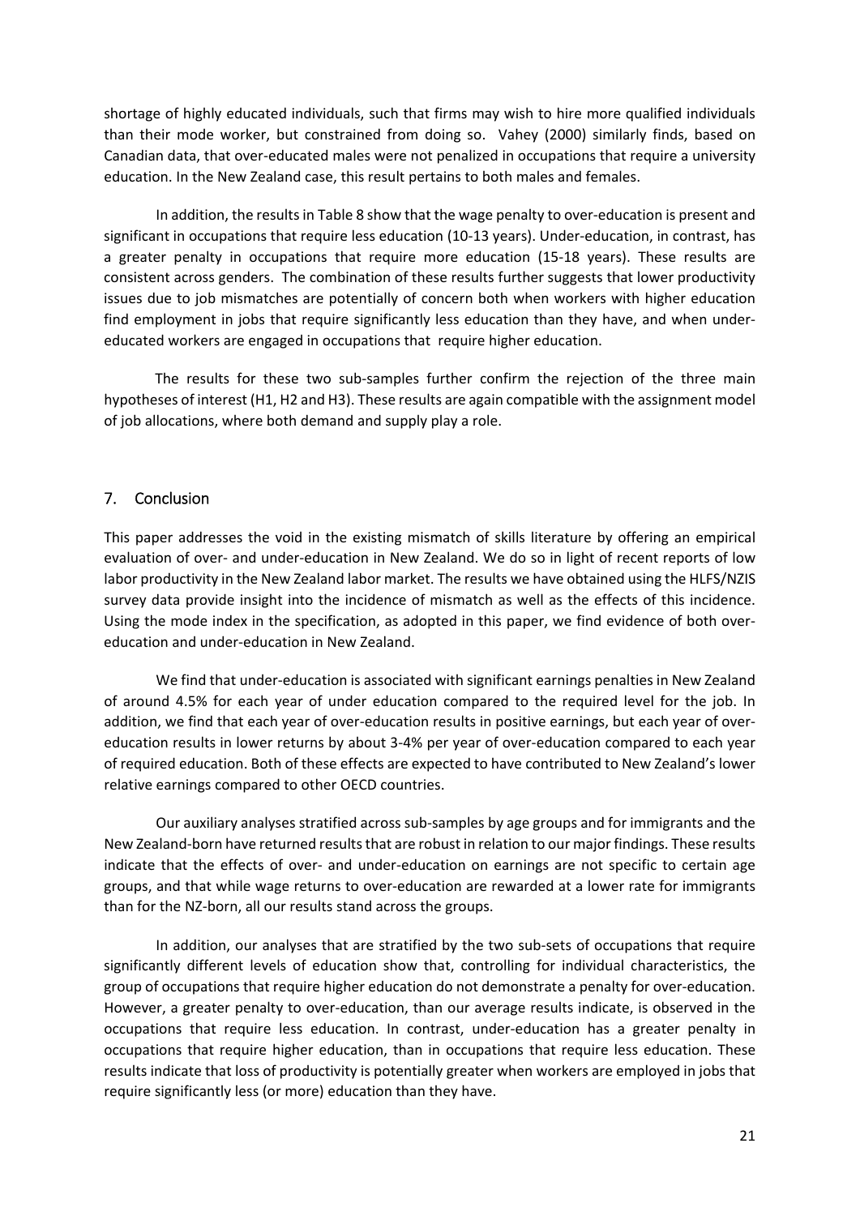shortage of highly educated individuals, such that firms may wish to hire more qualified individuals than their mode worker, but constrained from doing so. Vahey (2000) similarly finds, based on Canadian data, that over-educated males were not penalized in occupations that require a university education. In the New Zealand case, this result pertains to both males and females.

In addition, the results in Table 8 show that the wage penalty to over-education is present and significant in occupations that require less education (10-13 years). Under-education, in contrast, has a greater penalty in occupations that require more education (15-18 years). These results are consistent across genders. The combination of these results further suggests that lower productivity issues due to job mismatches are potentially of concern both when workers with higher education find employment in jobs that require significantly less education than they have, and when under-educated workers are engaged in occupations that require higher education.

The results for these two sub-samples further confirm the rejection of the three main hypotheses of interest (H1, H2 and H3). These results are again compatible with the assignment model of job allocations, where both demand and supply play a role.

## 7. Conclusion

This paper addresses the void in the existing mismatch of skills literature by offering an empirical evaluation of over- and under-education in New Zealand. We do so in light of recent reports of low labor productivity in the New Zealand labor market. The results we have obtained using the HLFS/NZIS survey data provide insight into the incidence of mismatch as well as the effects of this incidence. Using the mode index in the specification, as adopted in this paper, we find evidence of both over-education and under-education in New Zealand.

We find that under-education is associated with significant earnings penalties in New Zealand of around 4.5% for each year of under education compared to the required level for the job. In addition, we find that each year of over-education results in positive earnings, but each year of over-education results in lower returns by about 3-4% per year of over-education compared to each year of required education. Both of these effects are expected to have contributed to New Zealand's lower relative earnings compared to other OECD countries.

Our auxiliary analyses stratified across sub-samples by age groups and for immigrants and the New Zealand-born have returned results that are robust in relation to our major findings. These results indicate that the effects of over- and under-education on earnings are not specific to certain age groups, and that while wage returns to over-education are rewarded at a lower rate for immigrants than for the NZ-born, all our results stand across the groups.

In addition, our analyses that are stratified by the two sub-sets of occupations that require significantly different levels of education show that, controlling for individual characteristics, the group of occupations that require higher education do not demonstrate a penalty for over-education. However, a greater penalty to over-education, than our average results indicate, is observed in the occupations that require less education. In contrast, under-education has a greater penalty in occupations that require higher education, than in occupations that require less education. These results indicate that loss of productivity is potentially greater when workers are employed in jobs that require significantly less (or more) education than they have.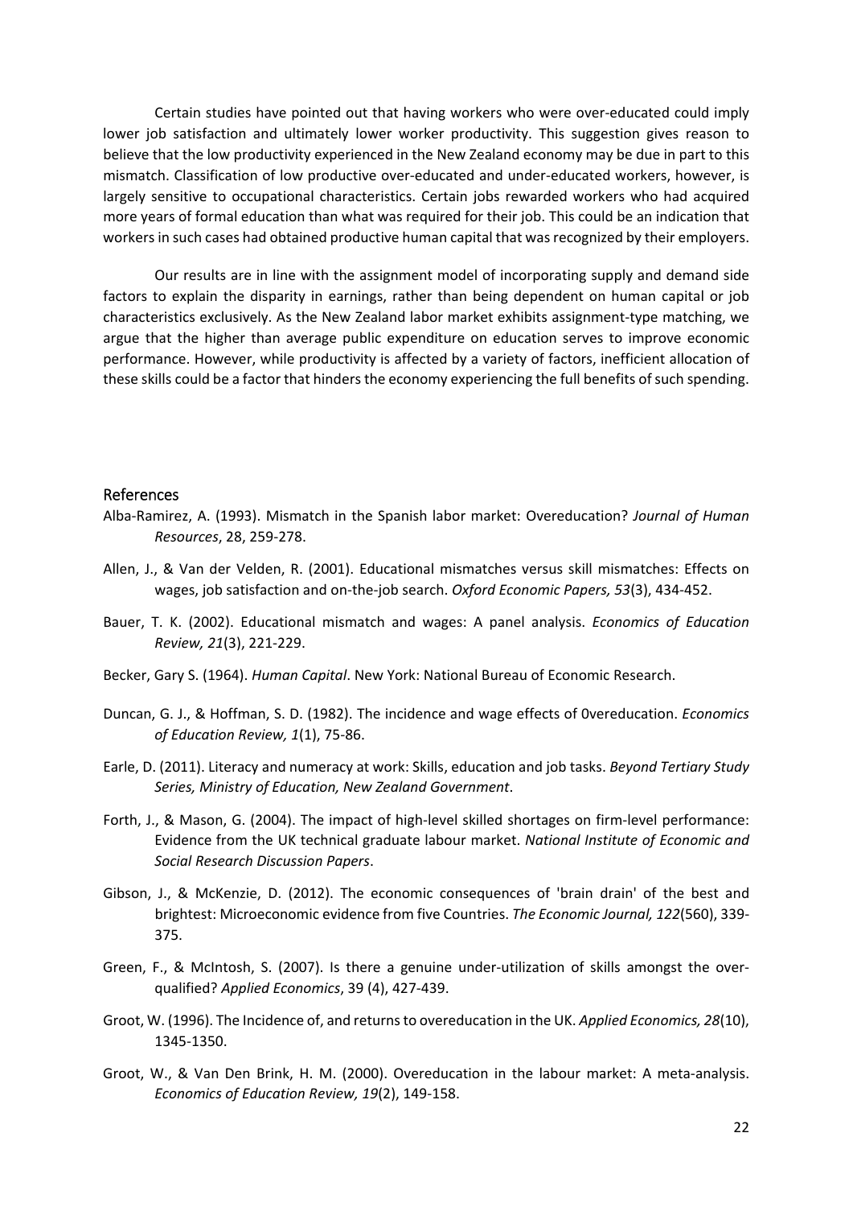Certain studies have pointed out that having workers who were over-educated could imply lower job satisfaction and ultimately lower worker productivity. This suggestion gives reason to believe that the low productivity experienced in the New Zealand economy may be due in part to this mismatch. Classification of low productive over-educated and under-educated workers, however, is largely sensitive to occupational characteristics. Certain jobs rewarded workers who had acquired more years of formal education than what was required for their job. This could be an indication that workers in such cases had obtained productive human capital that was recognized by their employers.

Our results are in line with the assignment model of incorporating supply and demand side factors to explain the disparity in earnings, rather than being dependent on human capital or job characteristics exclusively. As the New Zealand labor market exhibits assignment-type matching, we argue that the higher than average public expenditure on education serves to improve economic performance. However, while productivity is affected by a variety of factors, inefficient allocation of these skills could be a factor that hinders the economy experiencing the full benefits of such spending.

## References

Alba-Ramirez, A. (1993). Mismatch in the Spanish labor market: Overeducation? *Journal of Human Resources*, 28, 259-278.

Allen, J., & Van der Velden, R. (2001). Educational mismatches versus skill mismatches: Effects on wages, job satisfaction and on-the-job search. *Oxford Economic Papers, 53*(3), 434-452.

Bauer, T. K. (2002). Educational mismatch and wages: A panel analysis. *Economics of Education Review, 21*(3), 221-229.

Becker, Gary S. (1964). *Human Capital*. New York: National Bureau of Economic Research.

Duncan, G. J., & Hoffman, S. D. (1982). The incidence and wage effects of 0vereducation. *Economics of Education Review, 1*(1), 75-86.

Earle, D. (2011). Literacy and numeracy at work: Skills, education and job tasks. *Beyond Tertiary Study Series, Ministry of Education, New Zealand Government*.

Forth, J., & Mason, G. (2004). The impact of high-level skilled shortages on firm-level performance: Evidence from the UK technical graduate labour market. *National Institute of Economic and Social Research Discussion Papers*.

Gibson, J., & McKenzie, D. (2012). The economic consequences of 'brain drain' of the best and brightest: Microeconomic evidence from five Countries. *The Economic Journal, 122*(560), 339-375.

Green, F., & McIntosh, S. (2007). Is there a genuine under-utilization of skills amongst the over-qualified? *Applied Economics*, 39 (4), 427-439.

Groot, W. (1996). The Incidence of, and returns to overeducation in the UK. *Applied Economics, 28*(10), 1345-1350.

Groot, W., & Van Den Brink, H. M. (2000). Overeducation in the labour market: A meta-analysis. *Economics of Education Review, 19*(2), 149-158.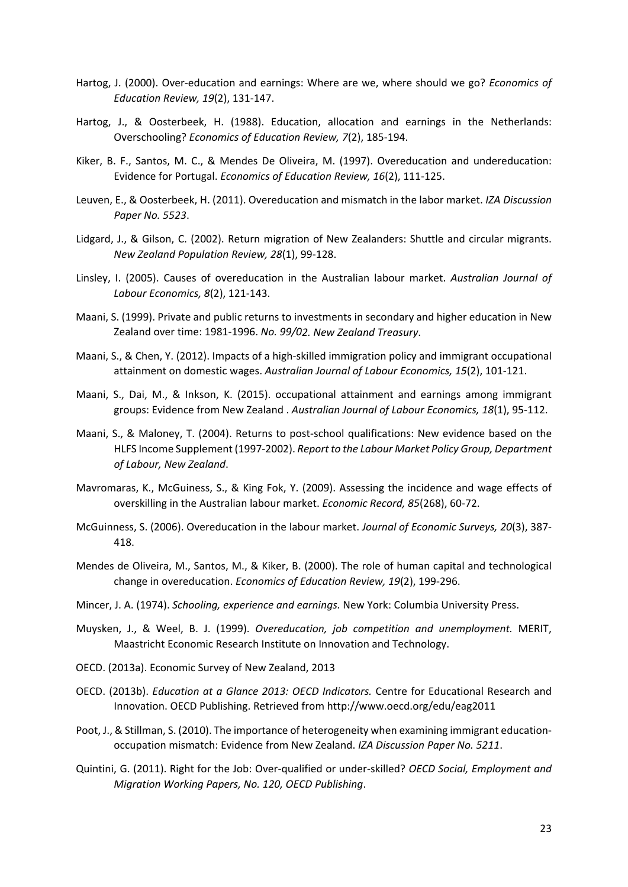Hartog, J. (2000). Over-education and earnings: Where are we, where should we go? *Economics of Education Review, 19*(2), 131-147.

Hartog, J., & Oosterbeek, H. (1988). Education, allocation and earnings in the Netherlands: Overschooling? *Economics of Education Review, 7*(2), 185-194.

Kiker, B. F., Santos, M. C., & Mendes De Oliveira, M. (1997). Overeducation and undereducation: Evidence for Portugal. *Economics of Education Review, 16*(2), 111-125.

Leuven, E., & Oosterbeek, H. (2011). Overeducation and mismatch in the labor market. *IZA Discussion Paper No. 5523*.

Lidgard, J., & Gilson, C. (2002). Return migration of New Zealanders: Shuttle and circular migrants. *New Zealand Population Review, 28*(1), 99-128.

Linsley, I. (2005). Causes of overeducation in the Australian labour market. *Australian Journal of Labour Economics, 8*(2), 121-143.

Maani, S. (1999). Private and public returns to investments in secondary and higher education in New Zealand over time: 1981-1996. *No. 99/02. New Zealand Treasury*.

Maani, S., & Chen, Y. (2012). Impacts of a high-skilled immigration policy and immigrant occupational attainment on domestic wages. *Australian Journal of Labour Economics, 15*(2), 101-121.

Maani, S., Dai, M., & Inkson, K. (2015). occupational attainment and earnings among immigrant groups: Evidence from New Zealand . *Australian Journal of Labour Economics, 18*(1), 95-112.

Maani, S., & Maloney, T. (2004). Returns to post-school qualifications: New evidence based on the HLFS Income Supplement (1997-2002). *Report to the Labour Market Policy Group, Department of Labour, New Zealand*.

Mavromaras, K., McGuiness, S., & King Fok, Y. (2009). Assessing the incidence and wage effects of overskilling in the Australian labour market. *Economic Record, 85*(268), 60-72.

McGuinness, S. (2006). Overeducation in the labour market. *Journal of Economic Surveys, 20*(3), 387-418.

Mendes de Oliveira, M., Santos, M., & Kiker, B. (2000). The role of human capital and technological change in overeducation. *Economics of Education Review, 19*(2), 199-296.

Mincer, J. A. (1974). *Schooling, experience and earnings.* New York: Columbia University Press.

Muysken, J., & Weel, B. J. (1999). *Overeducation, job competition and unemployment.* MERIT, Maastricht Economic Research Institute on Innovation and Technology.

OECD. (2013a). Economic Survey of New Zealand, 2013

OECD. (2013b). *Education at a Glance 2013: OECD Indicators.* Centre for Educational Research and Innovation. OECD Publishing. Retrieved from http://www.oecd.org/edu/eag2011

Poot, J., & Stillman, S. (2010). The importance of heterogeneity when examining immigrant education-occupation mismatch: Evidence from New Zealand. *IZA Discussion Paper No. 5211*.

Quintini, G. (2011). Right for the Job: Over-qualified or under-skilled? *OECD Social, Employment and Migration Working Papers, No. 120, OECD Publishing*.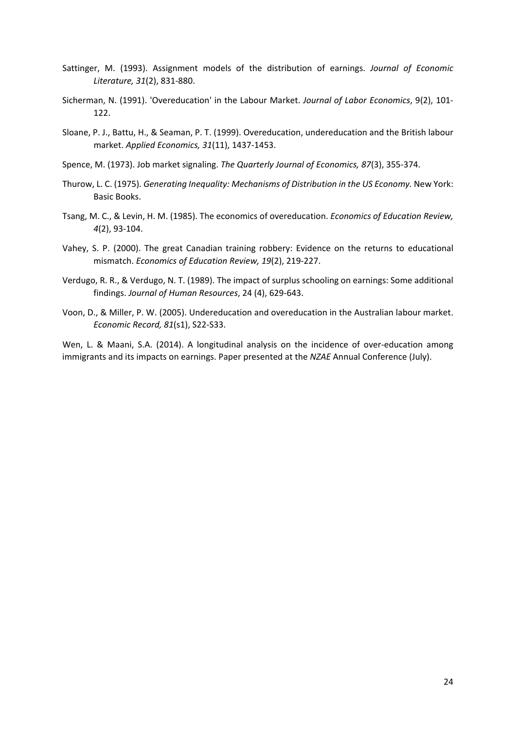Sattinger, M. (1993). Assignment models of the distribution of earnings. *Journal of Economic Literature, 31*(2), 831-880.

Sicherman, N. (1991). 'Overeducation' in the Labour Market. *Journal of Labor Economics*, 9(2), 101-122.

Sloane, P. J., Battu, H., & Seaman, P. T. (1999). Overeducation, undereducation and the British labour market. *Applied Economics, 31*(11), 1437-1453.

Spence, M. (1973). Job market signaling. *The Quarterly Journal of Economics, 87*(3), 355-374.

Thurow, L. C. (1975). *Generating Inequality: Mechanisms of Distribution in the US Economy.* New York: Basic Books.

Tsang, M. C., & Levin, H. M. (1985). The economics of overeducation. *Economics of Education Review, 4*(2), 93-104.

Vahey, S. P. (2000). The great Canadian training robbery: Evidence on the returns to educational mismatch. *Economics of Education Review, 19*(2), 219-227.

Verdugo, R. R., & Verdugo, N. T. (1989). The impact of surplus schooling on earnings: Some additional findings. *Journal of Human Resources*, 24 (4), 629-643.

Voon, D., & Miller, P. W. (2005). Undereducation and overeducation in the Australian labour market. *Economic Record, 81*(s1), S22-S33.

Wen, L. & Maani, S.A. (2014). A longitudinal analysis on the incidence of over-education among immigrants and its impacts on earnings. Paper presented at the *NZAE* Annual Conference (July).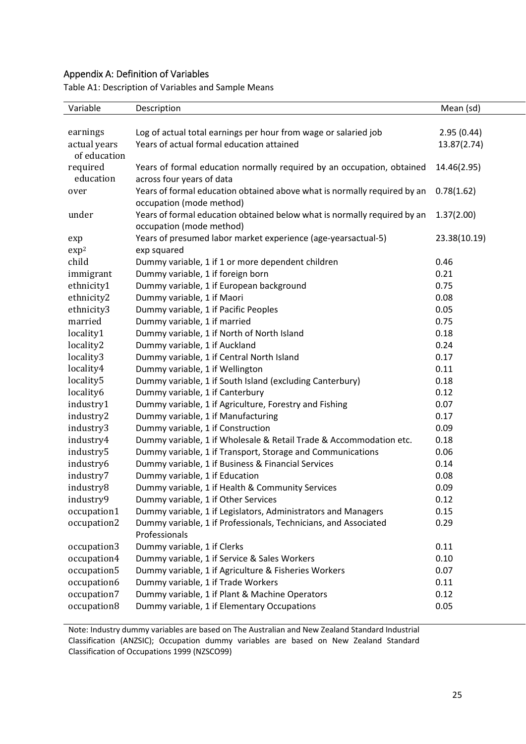## Appendix A: Definition of Variables

Table A1: Description of Variables and Sample Means

| Variable | Description | Mean (sd) |
|---|---|---|
| earnings | Log of actual total earnings per hour from wage or salaried job | 2.95 (0.44) |
| actual years of education | Years of actual formal education attained | 13.87(2.74) |
| required education | Years of formal education normally required by an occupation, obtained across four years of data | 14.46(2.95) |
| over | Years of formal education obtained above what is normally required by an occupation (mode method) | 0.78(1.62) |
| under | Years of formal education obtained below what is normally required by an occupation (mode method) | 1.37(2.00) |
| exp | Years of presumed labor market experience (age-yearsactual-5) | 23.38(10.19) |
| $exp^2$ | exp squared | |
| child | Dummy variable, 1 if 1 or more dependent children | 0.46 |
| immigrant | Dummy variable, 1 if foreign born | 0.21 |
| ethnicity1 | Dummy variable, 1 if European background | 0.75 |
| ethnicity2 | Dummy variable, 1 if Maori | 0.08 |
| ethnicity3 | Dummy variable, 1 if Pacific Peoples | 0.05 |
| married | Dummy variable, 1 if married | 0.75 |
| locality1 | Dummy variable, 1 if North of North Island | 0.18 |
| locality2 | Dummy variable, 1 if Auckland | 0.24 |
| locality3 | Dummy variable, 1 if Central North Island | 0.17 |
| locality4 | Dummy variable, 1 if Wellington | 0.11 |
| locality5 | Dummy variable, 1 if South Island (excluding Canterbury) | 0.18 |
| locality6 | Dummy variable, 1 if Canterbury | 0.12 |
| industry1 | Dummy variable, 1 if Agriculture, Forestry and Fishing | 0.07 |
| industry2 | Dummy variable, 1 if Manufacturing | 0.17 |
| industry3 | Dummy variable, 1 if Construction | 0.09 |
| industry4 | Dummy variable, 1 if Wholesale & Retail Trade & Accommodation etc. | 0.18 |
| industry5 | Dummy variable, 1 if Transport, Storage and Communications | 0.06 |
| industry6 | Dummy variable, 1 if Business & Financial Services | 0.14 |
| industry7 | Dummy variable, 1 if Education | 0.08 |
| industry8 | Dummy variable, 1 if Health & Community Services | 0.09 |
| industry9 | Dummy variable, 1 if Other Services | 0.12 |
| occupation1 | Dummy variable, 1 if Legislators, Administrators and Managers | 0.15 |
| occupation2 | Dummy variable, 1 if Professionals, Technicians, and Associated Professionals | 0.29 |
| occupation3 | Dummy variable, 1 if Clerks | 0.11 |
| occupation4 | Dummy variable, 1 if Service & Sales Workers | 0.10 |
| occupation5 | Dummy variable, 1 if Agriculture & Fisheries Workers | 0.07 |
| occupation6 | Dummy variable, 1 if Trade Workers | 0.11 |
| occupation7 | Dummy variable, 1 if Plant & Machine Operators | 0.12 |
| occupation8 | Dummy variable, 1 if Elementary Occupations | 0.05 |

Note: Industry dummy variables are based on The Australian and New Zealand Standard Industrial Classification (ANZSIC); Occupation dummy variables are based on New Zealand Standard Classification of Occupations 1999 (NZSCO99)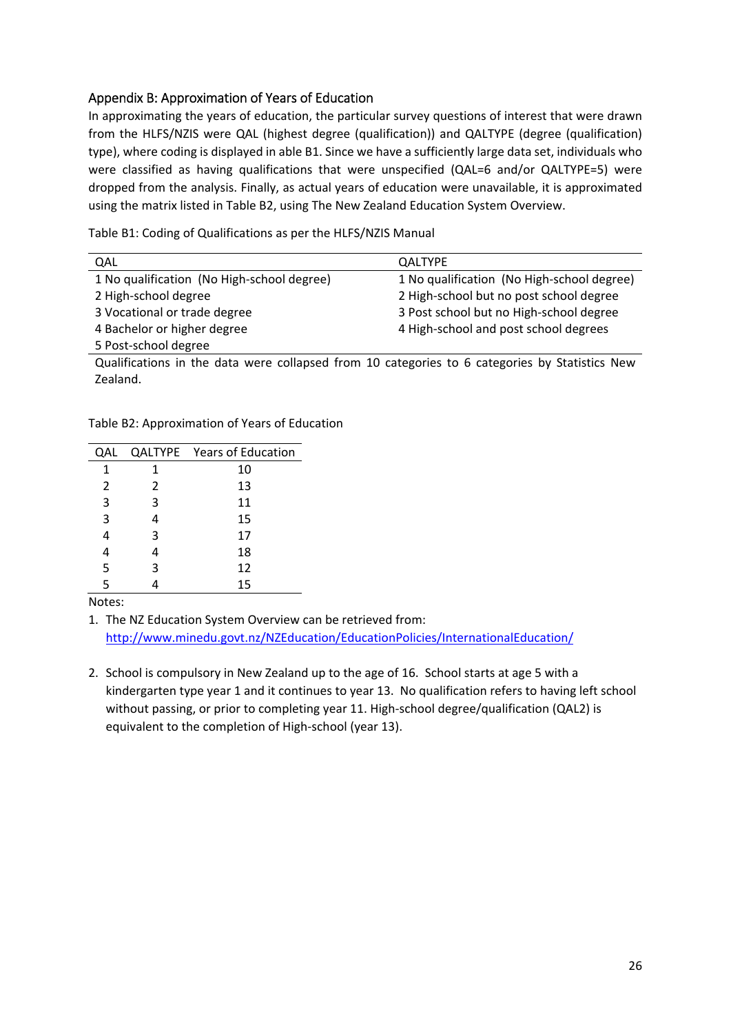## Appendix B: Approximation of Years of Education

In approximating the years of education, the particular survey questions of interest that were drawn from the HLFS/NZIS were QAL (highest degree (qualification)) and QALTYPE (degree (qualification) type), where coding is displayed in able B1. Since we have a sufficiently large data set, individuals who were classified as having qualifications that were unspecified (QAL=6 and/or QALTYPE=5) were dropped from the analysis. Finally, as actual years of education were unavailable, it is approximated using the matrix listed in Table B2, using The New Zealand Education System Overview.

Table B1: Coding of Qualifications as per the HLFS/NZIS Manual

| QAL | QALTYPE |
|---|---|
| 1 No qualification (No High-school degree) | 1 No qualification (No High-school degree) |
| 2 High-school degree | 2 High-school but no post school degree |
| 3 Vocational or trade degree | 3 Post school but no High-school degree |
| 4 Bachelor or higher degree | 4 High-school and post school degrees |
| 5 Post-school degree | |

Qualifications in the data were collapsed from 10 categories to 6 categories by Statistics New Zealand.

Table B2: Approximation of Years of Education

| QAL | QALTYPE | Years of Education |
|---|---|---|
| 1 | 1 | 10 |
| 2 | 2 | 13 |
| 3 | 3 | 11 |
| 3 | 4 | 15 |
| 4 | 3 | 17 |
| 4 | 4 | 18 |
| 5 | 3 | 12 |
| 5 | 4 | 15 |

Notes:

1. The NZ Education System Overview can be retrieved from: http://www.minedu.govt.nz/NZEducation/EducationPolicies/InternationalEducation/

2. School is compulsory in New Zealand up to the age of 16. School starts at age 5 with a kindergarten type year 1 and it continues to year 13. No qualification refers to having left school without passing, or prior to completing year 11. High-school degree/qualification (QAL2) is equivalent to the completion of High-school (year 13).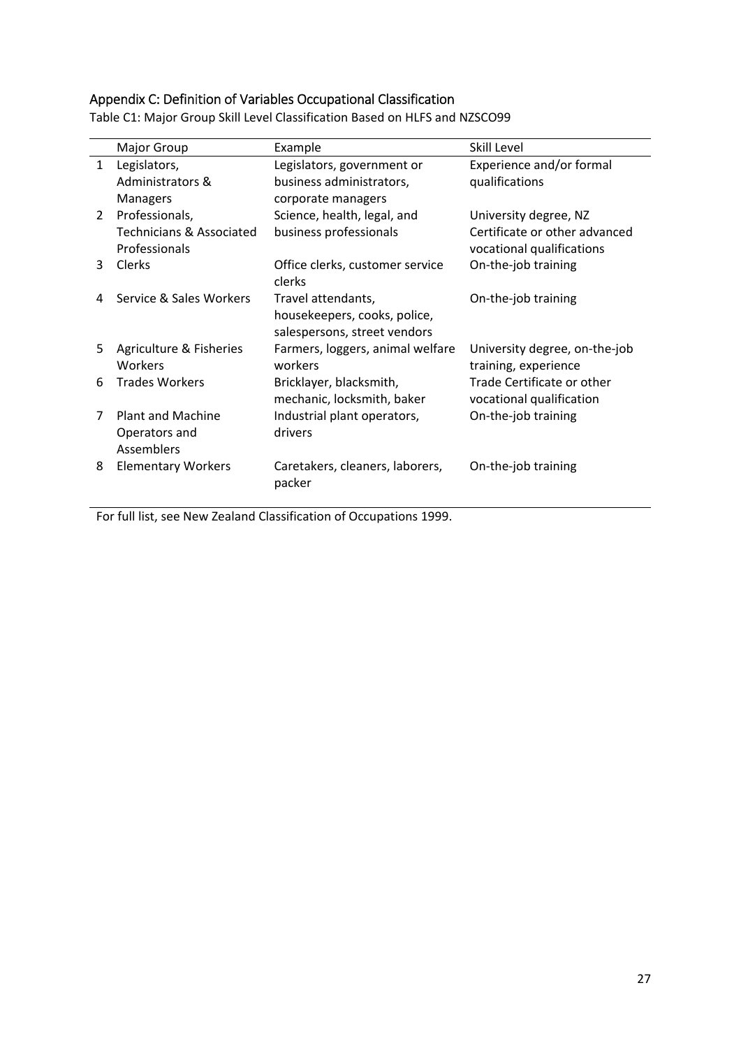## Appendix C: Definition of Variables Occupational Classification

Table C1: Major Group Skill Level Classification Based on HLFS and NZSCO99

| | Major Group | Example | Skill Level |
|---|---|---|---|
| 1 | Legislators, Administrators & Managers | Legislators, government or business administrators, corporate managers | Experience and/or formal qualifications |
| 2 | Professionals, Technicians & Associated Professionals | Science, health, legal, and business professionals | University degree, NZ Certificate or other advanced vocational qualifications |
| 3 | Clerks | Office clerks, customer service clerks | On-the-job training |
| 4 | Service & Sales Workers | Travel attendants, housekeepers, cooks, police, salespersons, street vendors | On-the-job training |
| 5 | Agriculture & Fisheries Workers | Farmers, loggers, animal welfare workers | University degree, on-the-job training, experience |
| 6 | Trades Workers | Bricklayer, blacksmith, mechanic, locksmith, baker | Trade Certificate or other vocational qualification |
| 7 | Plant and Machine Operators and Assemblers | Industrial plant operators, drivers | On-the-job training |
| 8 | Elementary Workers | Caretakers, cleaners, laborers, packer | On-the-job training |

For full list, see New Zealand Classification of Occupations 1999.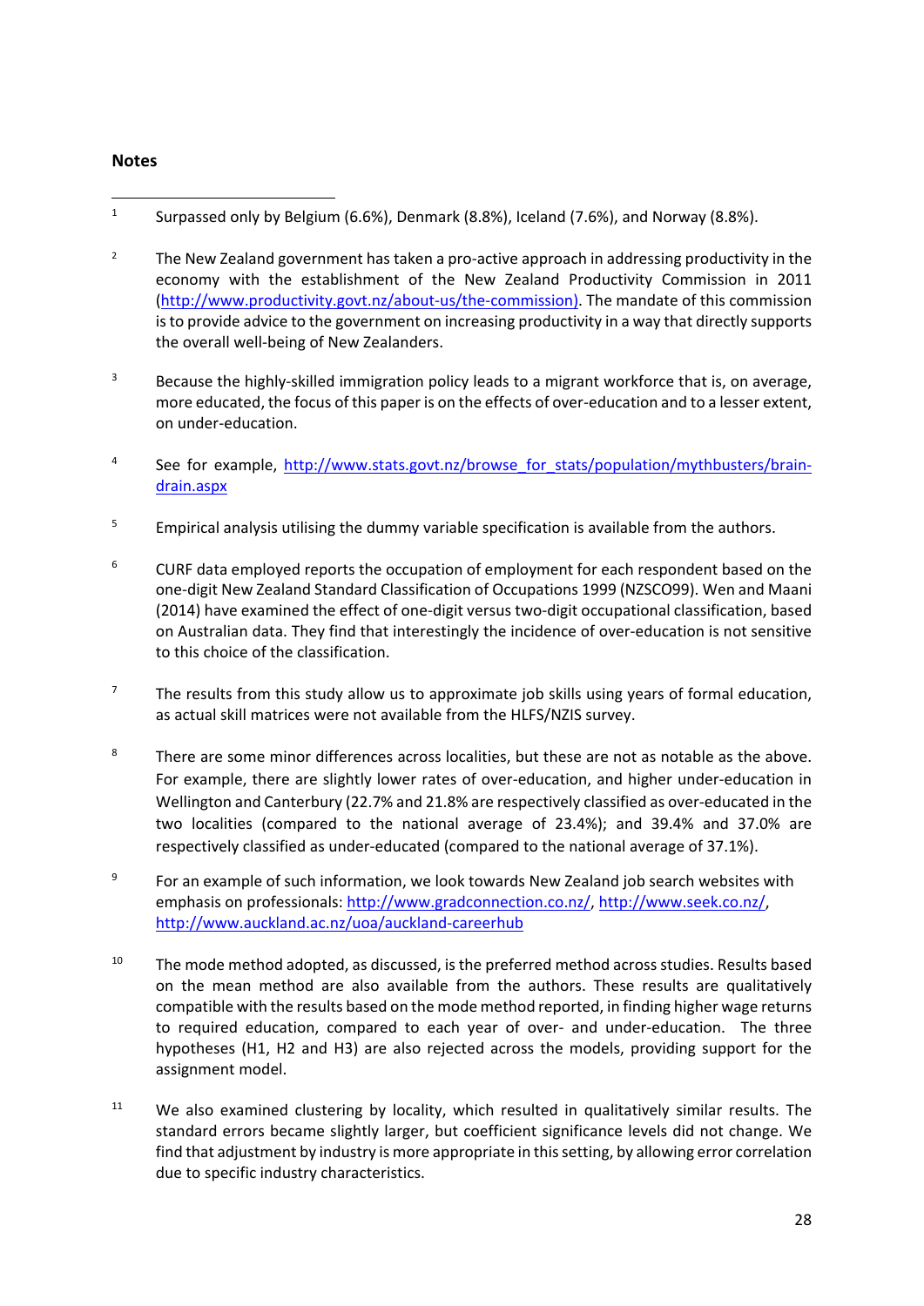**Notes**

1. Surpassed only by Belgium (6.6%), Denmark (8.8%), Iceland (7.6%), and Norway (8.8%).

2. The New Zealand government has taken a pro-active approach in addressing productivity in the economy with the establishment of the New Zealand Productivity Commission in 2011 (http://www.productivity.govt.nz/about-us/the-commission). The mandate of this commission is to provide advice to the government on increasing productivity in a way that directly supports the overall well-being of New Zealanders.

3. Because the highly-skilled immigration policy leads to a migrant workforce that is, on average, more educated, the focus of this paper is on the effects of over-education and to a lesser extent, on under-education.

4. See for example, http://www.stats.govt.nz/browse_for_stats/population/mythbusters/brain-drain.aspx

5. Empirical analysis utilising the dummy variable specification is available from the authors.

6. CURF data employed reports the occupation of employment for each respondent based on the one-digit New Zealand Standard Classification of Occupations 1999 (NZSCO99). Wen and Maani (2014) have examined the effect of one-digit versus two-digit occupational classification, based on Australian data. They find that interestingly the incidence of over-education is not sensitive to this choice of the classification.

7. The results from this study allow us to approximate job skills using years of formal education, as actual skill matrices were not available from the HLFS/NZIS survey.

8. There are some minor differences across localities, but these are not as notable as the above. For example, there are slightly lower rates of over-education, and higher under-education in Wellington and Canterbury (22.7% and 21.8% are respectively classified as over-educated in the two localities (compared to the national average of 23.4%); and 39.4% and 37.0% are respectively classified as under-educated (compared to the national average of 37.1%).

9. For an example of such information, we look towards New Zealand job search websites with emphasis on professionals: http://www.gradconnection.co.nz/, http://www.seek.co.nz/, http://www.auckland.ac.nz/uoa/auckland-careerhub

10. The mode method adopted, as discussed, is the preferred method across studies. Results based on the mean method are also available from the authors. These results are qualitatively compatible with the results based on the mode method reported, in finding higher wage returns to required education, compared to each year of over- and under-education. The three hypotheses (H1, H2 and H3) are also rejected across the models, providing support for the assignment model.

11. We also examined clustering by locality, which resulted in qualitatively similar results. The standard errors became slightly larger, but coefficient significance levels did not change. We find that adjustment by industry is more appropriate in this setting, by allowing error correlation due to specific industry characteristics.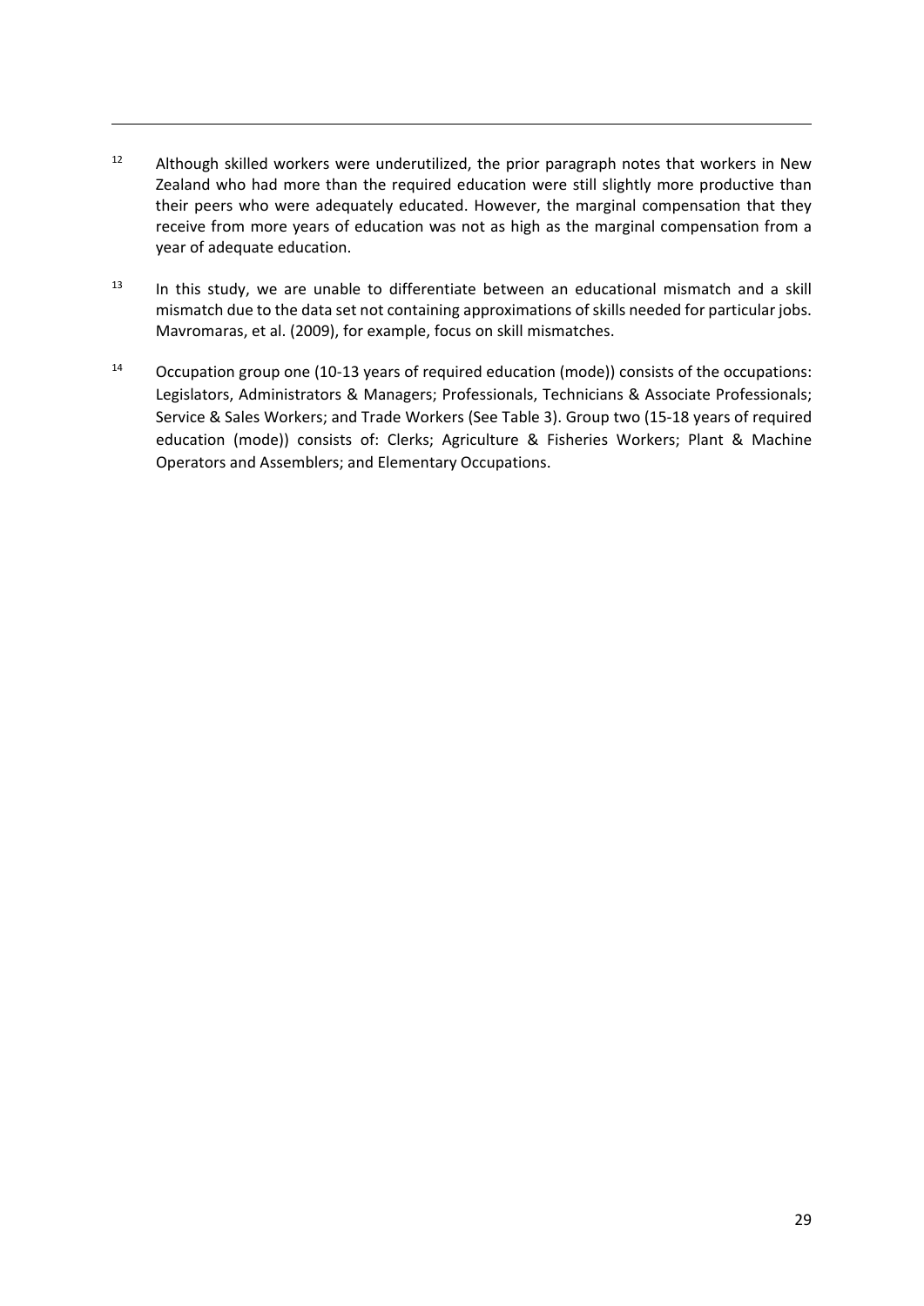[12] Although skilled workers were underutilized, the prior paragraph notes that workers in New Zealand who had more than the required education were still slightly more productive than their peers who were adequately educated. However, the marginal compensation that they receive from more years of education was not as high as the marginal compensation from a year of adequate education.

[13] In this study, we are unable to differentiate between an educational mismatch and a skill mismatch due to the data set not containing approximations of skills needed for particular jobs. Mavromaras, et al. (2009), for example, focus on skill mismatches.

[14] Occupation group one (10-13 years of required education (mode)) consists of the occupations: Legislators, Administrators & Managers; Professionals, Technicians & Associate Professionals; Service & Sales Workers; and Trade Workers (See Table 3). Group two (15-18 years of required education (mode)) consists of: Clerks; Agriculture & Fisheries Workers; Plant & Machine Operators and Assemblers; and Elementary Occupations.